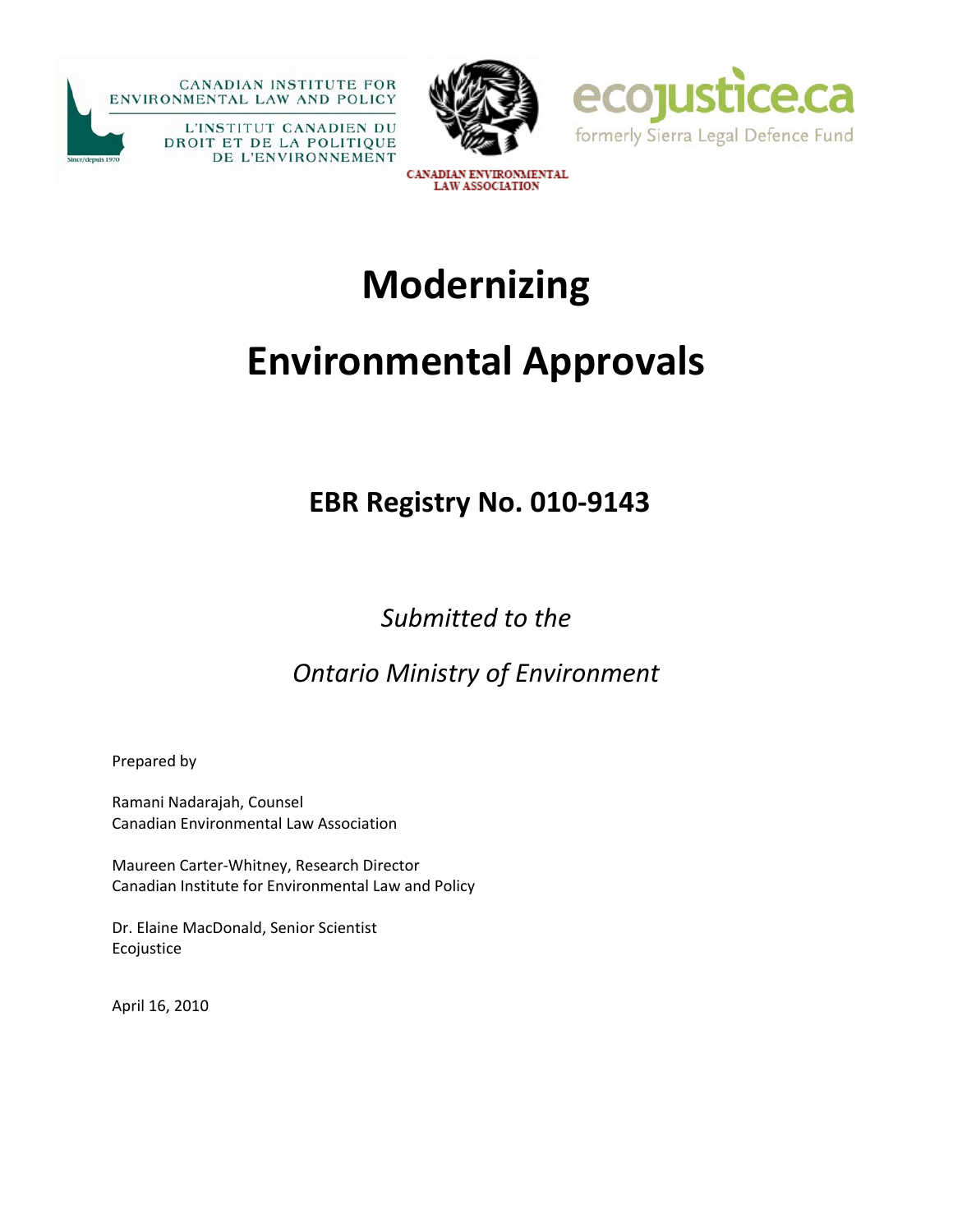CANADIAN INSTITUTE FOR ENVIRONMENTAL LAW AND POLICY

L'INSTITUT CANADIEN DU DROIT ET DE LA POLITIQUE DE L'ENVIRONNEMENT

Since/depuis 1970

CANADIAN ENVIRONMENTAL LAW ASSOCIATION

ecojustice.ca

formerly Sierra Legal Defence Fund

# Modernizing

# Environmental Approvals

## EBR Registry No. 010-9143

*Submitted to the*

*Ontario Ministry of Environment*

Prepared by

Ramani Nadarajah, Counsel
Canadian Environmental Law Association

Maureen Carter-Whitney, Research Director
Canadian Institute for Environmental Law and Policy

Dr. Elaine MacDonald, Senior Scientist
Ecojustice

April 16, 2010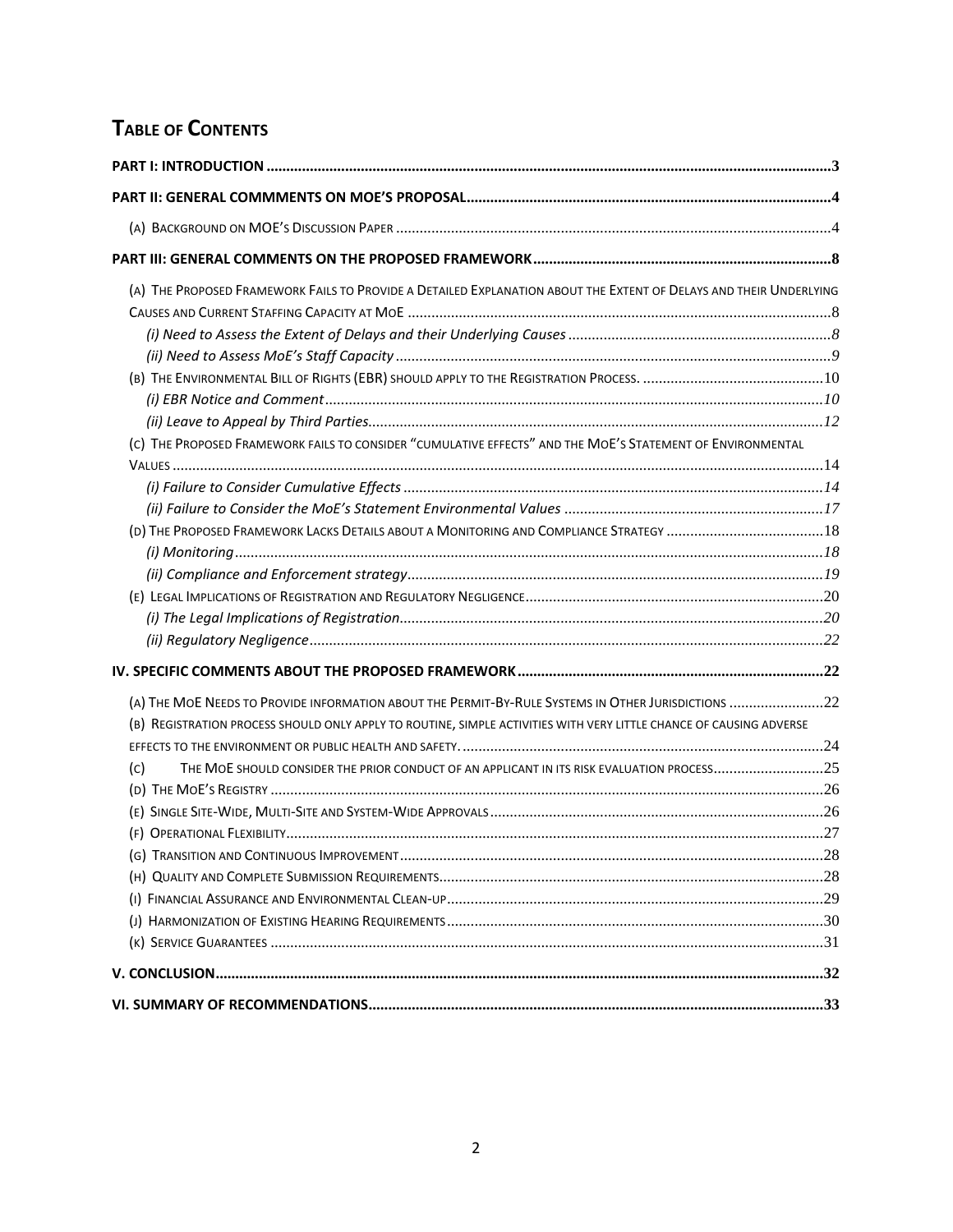# Table of Contents

**PART I: INTRODUCTION** .......... 3

**PART II: GENERAL COMMMENTS ON MOE'S PROPOSAL** .......... 4

(A) Background on MOE's Discussion Paper .......... 4

**PART III: GENERAL COMMENTS ON THE PROPOSED FRAMEWORK** .......... 8

(A) The Proposed Framework Fails to Provide a Detailed Explanation about the Extent of Delays and their Underlying Causes and Current Staffing Capacity at MoE .......... 8

*(i) Need to Assess the Extent of Delays and their Underlying Causes* .......... 8

*(ii) Need to Assess MoE's Staff Capacity* .......... 9

(B) The Environmental Bill of Rights (EBR) should apply to the Registration Process. .......... 10

*(i) EBR Notice and Comment* .......... 10

*(ii) Leave to Appeal by Third Parties* .......... 12

(C) The Proposed Framework fails to consider "cumulative effects" and the MoE's Statement of Environmental Values .......... 14

*(i) Failure to Consider Cumulative Effects* .......... 14

*(ii) Failure to Consider the MoE's Statement Environmental Values* .......... 17

(D) The Proposed Framework Lacks Details about a Monitoring and Compliance Strategy .......... 18

*(i) Monitoring* .......... 18

*(ii) Compliance and Enforcement strategy* .......... 19

(E) Legal Implications of Registration and Regulatory Negligence .......... 20

*(i) The Legal Implications of Registration* .......... 20

*(ii) Regulatory Negligence* .......... 22

**IV. SPECIFIC COMMENTS ABOUT THE PROPOSED FRAMEWORK** .......... 22

(A) The MoE Needs to Provide information about the Permit-By-Rule Systems in Other Jurisdictions .......... 22

(B) Registration process should only apply to routine, simple activities with very little chance of causing adverse effects to the environment or public health and safety. .......... 24

(C) The MoE should consider the prior conduct of an applicant in its risk evaluation process .......... 25

(D) The MoE's Registry .......... 26

(E) Single Site-Wide, Multi-Site and System-Wide Approvals .......... 26

(F) Operational Flexibility .......... 27

(G) Transition and Continuous Improvement .......... 28

(H) Quality and Complete Submission Requirements .......... 28

(I) Financial Assurance and Environmental Clean-up .......... 29

(J) Harmonization of Existing Hearing Requirements .......... 30

(K) Service Guarantees .......... 31

**V. CONCLUSION** .......... 32

**VI. SUMMARY OF RECOMMENDATIONS** .......... 33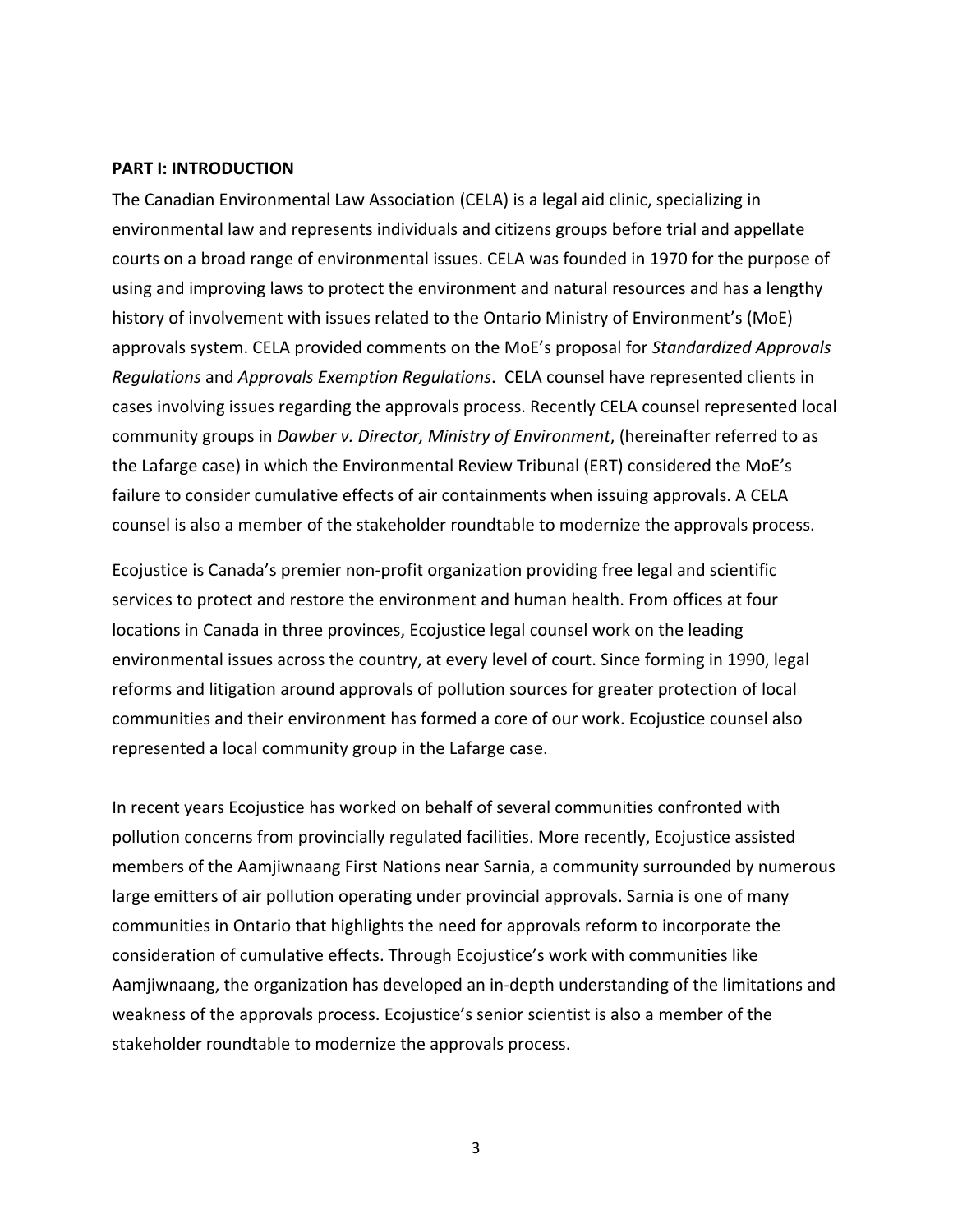**PART I: INTRODUCTION**

The Canadian Environmental Law Association (CELA) is a legal aid clinic, specializing in environmental law and represents individuals and citizens groups before trial and appellate courts on a broad range of environmental issues. CELA was founded in 1970 for the purpose of using and improving laws to protect the environment and natural resources and has a lengthy history of involvement with issues related to the Ontario Ministry of Environment's (MoE) approvals system. CELA provided comments on the MoE's proposal for *Standardized Approvals Regulations* and *Approvals Exemption Regulations*. CELA counsel have represented clients in cases involving issues regarding the approvals process. Recently CELA counsel represented local community groups in *Dawber v. Director, Ministry of Environment*, (hereinafter referred to as the Lafarge case) in which the Environmental Review Tribunal (ERT) considered the MoE's failure to consider cumulative effects of air containments when issuing approvals. A CELA counsel is also a member of the stakeholder roundtable to modernize the approvals process.

Ecojustice is Canada's premier non-profit organization providing free legal and scientific services to protect and restore the environment and human health. From offices at four locations in Canada in three provinces, Ecojustice legal counsel work on the leading environmental issues across the country, at every level of court. Since forming in 1990, legal reforms and litigation around approvals of pollution sources for greater protection of local communities and their environment has formed a core of our work. Ecojustice counsel also represented a local community group in the Lafarge case.

In recent years Ecojustice has worked on behalf of several communities confronted with pollution concerns from provincially regulated facilities. More recently, Ecojustice assisted members of the Aamjiwnaang First Nations near Sarnia, a community surrounded by numerous large emitters of air pollution operating under provincial approvals. Sarnia is one of many communities in Ontario that highlights the need for approvals reform to incorporate the consideration of cumulative effects. Through Ecojustice's work with communities like Aamjiwnaang, the organization has developed an in-depth understanding of the limitations and weakness of the approvals process. Ecojustice's senior scientist is also a member of the stakeholder roundtable to modernize the approvals process.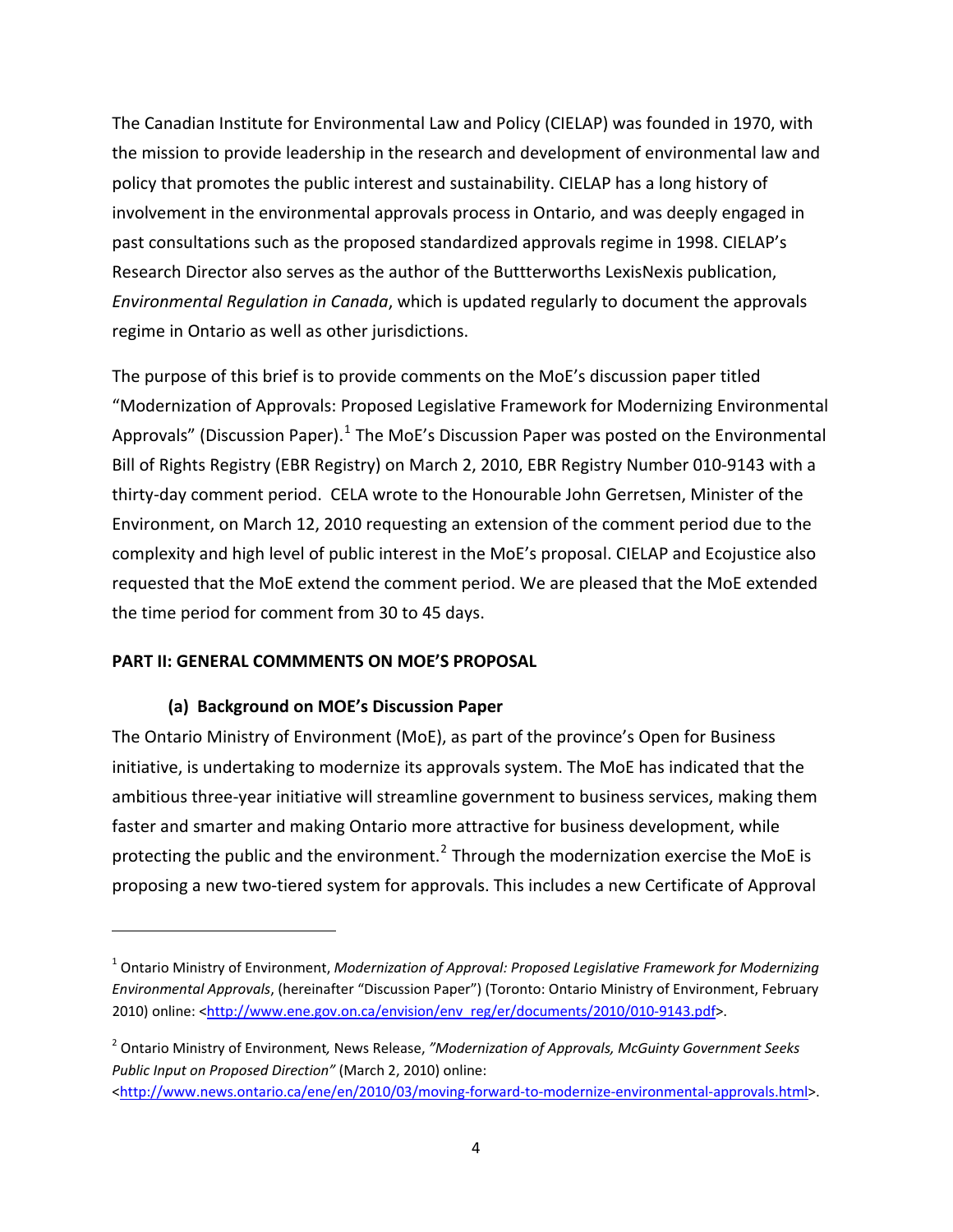The Canadian Institute for Environmental Law and Policy (CIELAP) was founded in 1970, with the mission to provide leadership in the research and development of environmental law and policy that promotes the public interest and sustainability. CIELAP has a long history of involvement in the environmental approvals process in Ontario, and was deeply engaged in past consultations such as the proposed standardized approvals regime in 1998. CIELAP's Research Director also serves as the author of the Buttterworths LexisNexis publication, *Environmental Regulation in Canada*, which is updated regularly to document the approvals regime in Ontario as well as other jurisdictions.

The purpose of this brief is to provide comments on the MoE's discussion paper titled "Modernization of Approvals: Proposed Legislative Framework for Modernizing Environmental Approvals" (Discussion Paper).[1] The MoE's Discussion Paper was posted on the Environmental Bill of Rights Registry (EBR Registry) on March 2, 2010, EBR Registry Number 010-9143 with a thirty-day comment period. CELA wrote to the Honourable John Gerretsen, Minister of the Environment, on March 12, 2010 requesting an extension of the comment period due to the complexity and high level of public interest in the MoE's proposal. CIELAP and Ecojustice also requested that the MoE extend the comment period. We are pleased that the MoE extended the time period for comment from 30 to 45 days.

## PART II: GENERAL COMMMENTS ON MOE'S PROPOSAL

### (a) Background on MOE's Discussion Paper

The Ontario Ministry of Environment (MoE), as part of the province's Open for Business initiative, is undertaking to modernize its approvals system. The MoE has indicated that the ambitious three-year initiative will streamline government to business services, making them faster and smarter and making Ontario more attractive for business development, while protecting the public and the environment.[2] Through the modernization exercise the MoE is proposing a new two-tiered system for approvals. This includes a new Certificate of Approval

---

[1] Ontario Ministry of Environment, *Modernization of Approval: Proposed Legislative Framework for Modernizing Environmental Approvals*, (hereinafter "Discussion Paper") (Toronto: Ontario Ministry of Environment, February 2010) online: <http://www.ene.gov.on.ca/envision/env_reg/er/documents/2010/010-9143.pdf>.

[2] Ontario Ministry of Environment, News Release, *"Modernization of Approvals, McGuinty Government Seeks Public Input on Proposed Direction"* (March 2, 2010) online: <http://www.news.ontario.ca/ene/en/2010/03/moving-forward-to-modernize-environmental-approvals.html>.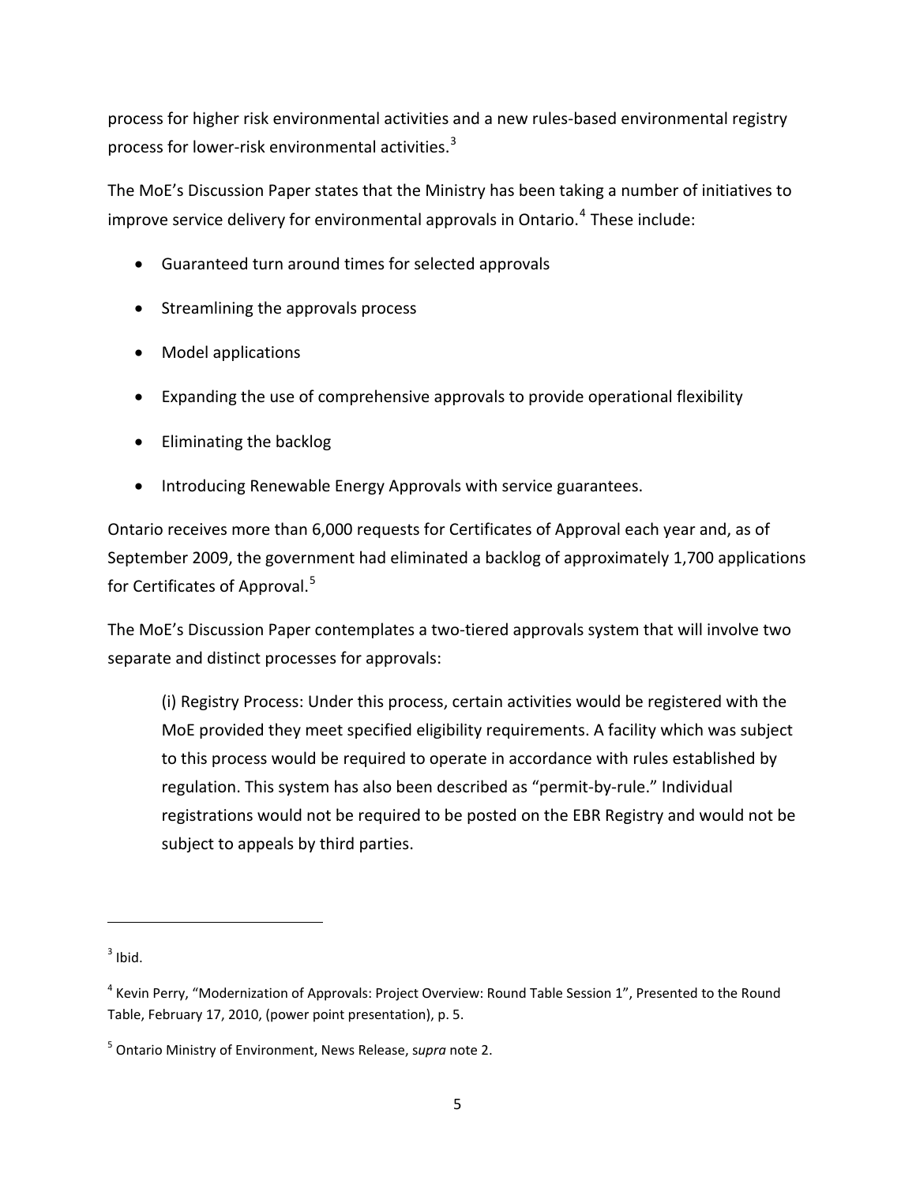process for higher risk environmental activities and a new rules-based environmental registry process for lower-risk environmental activities.[3]

The MoE's Discussion Paper states that the Ministry has been taking a number of initiatives to improve service delivery for environmental approvals in Ontario.[4] These include:

- Guaranteed turn around times for selected approvals
- Streamlining the approvals process
- Model applications
- Expanding the use of comprehensive approvals to provide operational flexibility
- Eliminating the backlog
- Introducing Renewable Energy Approvals with service guarantees.

Ontario receives more than 6,000 requests for Certificates of Approval each year and, as of September 2009, the government had eliminated a backlog of approximately 1,700 applications for Certificates of Approval.[5]

The MoE's Discussion Paper contemplates a two-tiered approvals system that will involve two separate and distinct processes for approvals:

> (i) Registry Process: Under this process, certain activities would be registered with the MoE provided they meet specified eligibility requirements. A facility which was subject to this process would be required to operate in accordance with rules established by regulation. This system has also been described as "permit-by-rule." Individual registrations would not be required to be posted on the EBR Registry and would not be subject to appeals by third parties.

---

[3] Ibid.

[4] Kevin Perry, "Modernization of Approvals: Project Overview: Round Table Session 1", Presented to the Round Table, February 17, 2010, (power point presentation), p. 5.

[5] Ontario Ministry of Environment, News Release, s*upra* note 2.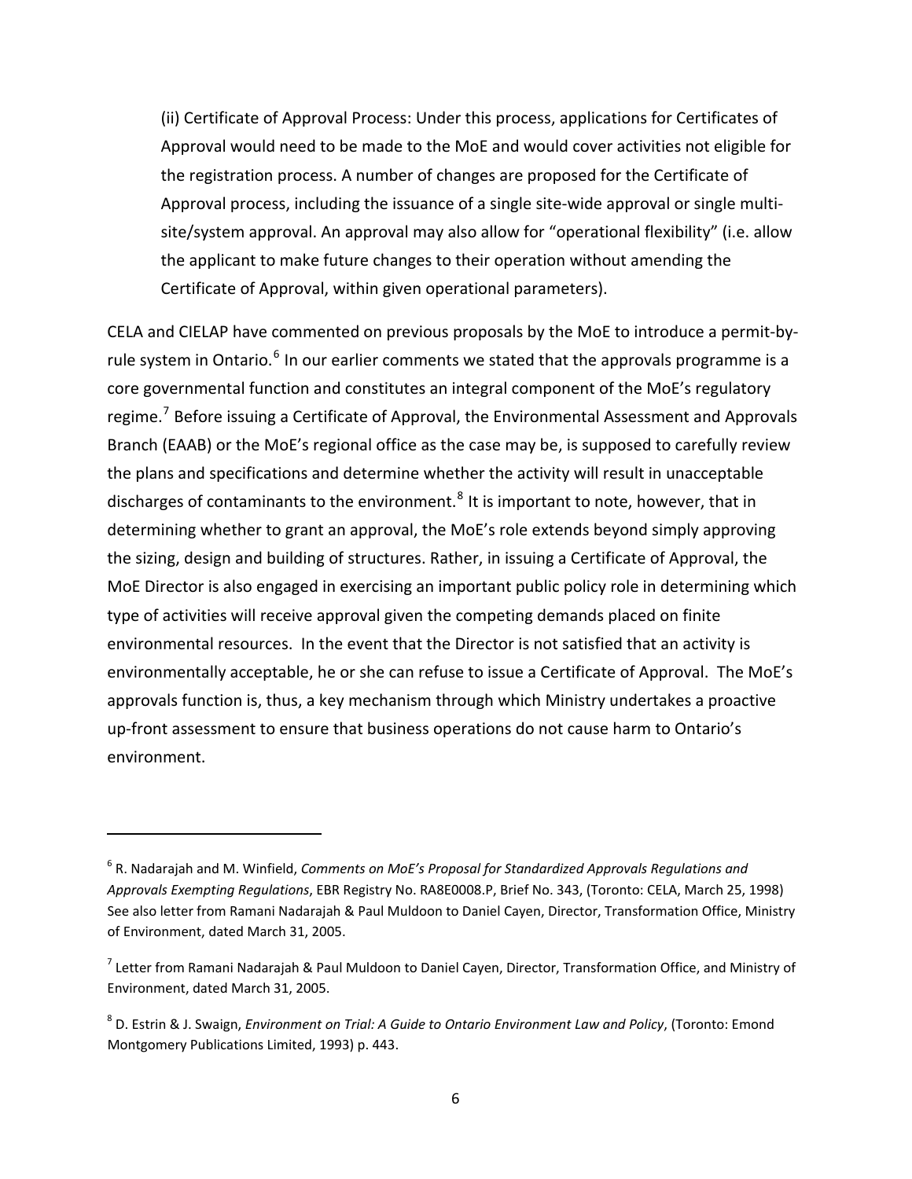(ii) Certificate of Approval Process: Under this process, applications for Certificates of Approval would need to be made to the MoE and would cover activities not eligible for the registration process. A number of changes are proposed for the Certificate of Approval process, including the issuance of a single site-wide approval or single multi-site/system approval. An approval may also allow for "operational flexibility" (i.e. allow the applicant to make future changes to their operation without amending the Certificate of Approval, within given operational parameters).

CELA and CIELAP have commented on previous proposals by the MoE to introduce a permit-by-rule system in Ontario.[6] In our earlier comments we stated that the approvals programme is a core governmental function and constitutes an integral component of the MoE's regulatory regime.[7] Before issuing a Certificate of Approval, the Environmental Assessment and Approvals Branch (EAAB) or the MoE's regional office as the case may be, is supposed to carefully review the plans and specifications and determine whether the activity will result in unacceptable discharges of contaminants to the environment.[8] It is important to note, however, that in determining whether to grant an approval, the MoE's role extends beyond simply approving the sizing, design and building of structures. Rather, in issuing a Certificate of Approval, the MoE Director is also engaged in exercising an important public policy role in determining which type of activities will receive approval given the competing demands placed on finite environmental resources. In the event that the Director is not satisfied that an activity is environmentally acceptable, he or she can refuse to issue a Certificate of Approval. The MoE's approvals function is, thus, a key mechanism through which Ministry undertakes a proactive up-front assessment to ensure that business operations do not cause harm to Ontario's environment.

---

[6] R. Nadarajah and M. Winfield, *Comments on MoE's Proposal for Standardized Approvals Regulations and Approvals Exempting Regulations*, EBR Registry No. RA8E0008.P, Brief No. 343, (Toronto: CELA, March 25, 1998) See also letter from Ramani Nadarajah & Paul Muldoon to Daniel Cayen, Director, Transformation Office, Ministry of Environment, dated March 31, 2005.

[7] Letter from Ramani Nadarajah & Paul Muldoon to Daniel Cayen, Director, Transformation Office, and Ministry of Environment, dated March 31, 2005.

[8] D. Estrin & J. Swaign, *Environment on Trial: A Guide to Ontario Environment Law and Policy*, (Toronto: Emond Montgomery Publications Limited, 1993) p. 443.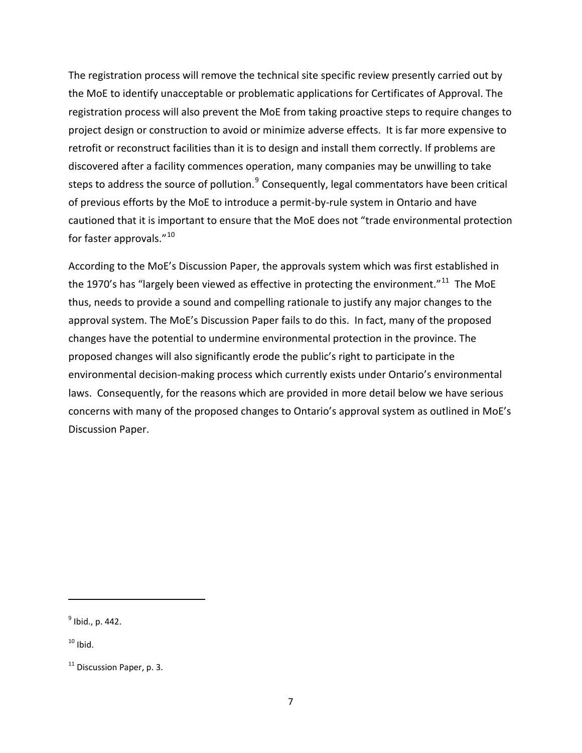The registration process will remove the technical site specific review presently carried out by the MoE to identify unacceptable or problematic applications for Certificates of Approval. The registration process will also prevent the MoE from taking proactive steps to require changes to project design or construction to avoid or minimize adverse effects. It is far more expensive to retrofit or reconstruct facilities than it is to design and install them correctly. If problems are discovered after a facility commences operation, many companies may be unwilling to take steps to address the source of pollution.[9] Consequently, legal commentators have been critical of previous efforts by the MoE to introduce a permit-by-rule system in Ontario and have cautioned that it is important to ensure that the MoE does not "trade environmental protection for faster approvals."[10]

According to the MoE's Discussion Paper, the approvals system which was first established in the 1970's has "largely been viewed as effective in protecting the environment."[11] The MoE thus, needs to provide a sound and compelling rationale to justify any major changes to the approval system. The MoE's Discussion Paper fails to do this. In fact, many of the proposed changes have the potential to undermine environmental protection in the province. The proposed changes will also significantly erode the public's right to participate in the environmental decision-making process which currently exists under Ontario's environmental laws. Consequently, for the reasons which are provided in more detail below we have serious concerns with many of the proposed changes to Ontario's approval system as outlined in MoE's Discussion Paper.

---

[9] Ibid., p. 442.

[10] Ibid.

[11] Discussion Paper, p. 3.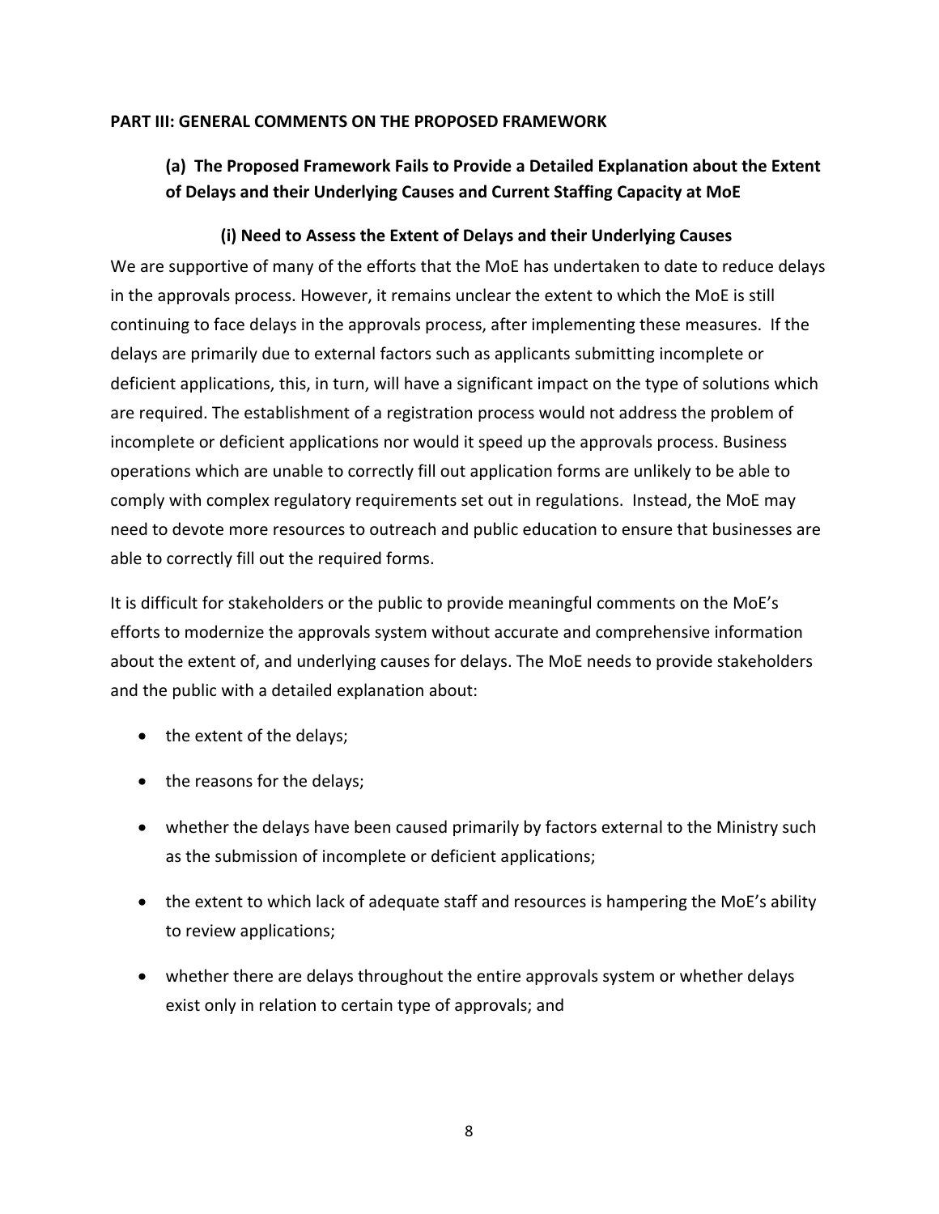## PART III: GENERAL COMMENTS ON THE PROPOSED FRAMEWORK

### (a) The Proposed Framework Fails to Provide a Detailed Explanation about the Extent of Delays and their Underlying Causes and Current Staffing Capacity at MoE

#### (i) Need to Assess the Extent of Delays and their Underlying Causes

We are supportive of many of the efforts that the MoE has undertaken to date to reduce delays in the approvals process. However, it remains unclear the extent to which the MoE is still continuing to face delays in the approvals process, after implementing these measures. If the delays are primarily due to external factors such as applicants submitting incomplete or deficient applications, this, in turn, will have a significant impact on the type of solutions which are required. The establishment of a registration process would not address the problem of incomplete or deficient applications nor would it speed up the approvals process. Business operations which are unable to correctly fill out application forms are unlikely to be able to comply with complex regulatory requirements set out in regulations. Instead, the MoE may need to devote more resources to outreach and public education to ensure that businesses are able to correctly fill out the required forms.

It is difficult for stakeholders or the public to provide meaningful comments on the MoE's efforts to modernize the approvals system without accurate and comprehensive information about the extent of, and underlying causes for delays. The MoE needs to provide stakeholders and the public with a detailed explanation about:

- the extent of the delays;
- the reasons for the delays;
- whether the delays have been caused primarily by factors external to the Ministry such as the submission of incomplete or deficient applications;
- the extent to which lack of adequate staff and resources is hampering the MoE's ability to review applications;
- whether there are delays throughout the entire approvals system or whether delays exist only in relation to certain type of approvals; and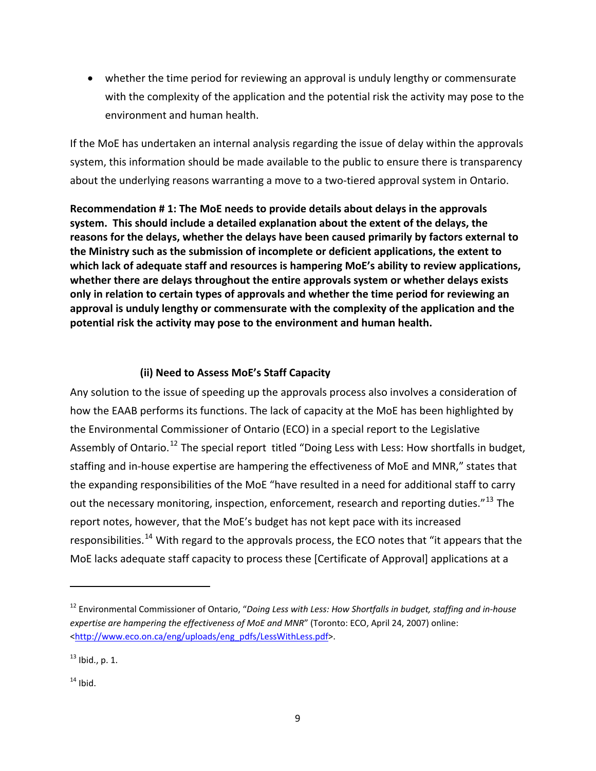- whether the time period for reviewing an approval is unduly lengthy or commensurate with the complexity of the application and the potential risk the activity may pose to the environment and human health.

If the MoE has undertaken an internal analysis regarding the issue of delay within the approvals system, this information should be made available to the public to ensure there is transparency about the underlying reasons warranting a move to a two-tiered approval system in Ontario.

**Recommendation # 1: The MoE needs to provide details about delays in the approvals system. This should include a detailed explanation about the extent of the delays, the reasons for the delays, whether the delays have been caused primarily by factors external to the Ministry such as the submission of incomplete or deficient applications, the extent to which lack of adequate staff and resources is hampering MoE's ability to review applications, whether there are delays throughout the entire approvals system or whether delays exists only in relation to certain types of approvals and whether the time period for reviewing an approval is unduly lengthy or commensurate with the complexity of the application and the potential risk the activity may pose to the environment and human health.**

### (ii) Need to Assess MoE's Staff Capacity

Any solution to the issue of speeding up the approvals process also involves a consideration of how the EAAB performs its functions. The lack of capacity at the MoE has been highlighted by the Environmental Commissioner of Ontario (ECO) in a special report to the Legislative Assembly of Ontario.[12] The special report titled "Doing Less with Less: How shortfalls in budget, staffing and in-house expertise are hampering the effectiveness of MoE and MNR," states that the expanding responsibilities of the MoE "have resulted in a need for additional staff to carry out the necessary monitoring, inspection, enforcement, research and reporting duties."[13] The report notes, however, that the MoE's budget has not kept pace with its increased responsibilities.[14] With regard to the approvals process, the ECO notes that "it appears that the MoE lacks adequate staff capacity to process these [Certificate of Approval] applications at a

---

[12] Environmental Commissioner of Ontario, "*Doing Less with Less: How Shortfalls in budget, staffing and in-house expertise are hampering the effectiveness of MoE and MNR*" (Toronto: ECO, April 24, 2007) online: <http://www.eco.on.ca/eng/uploads/eng_pdfs/LessWithLess.pdf>.

[13] Ibid., p. 1.

[14] Ibid.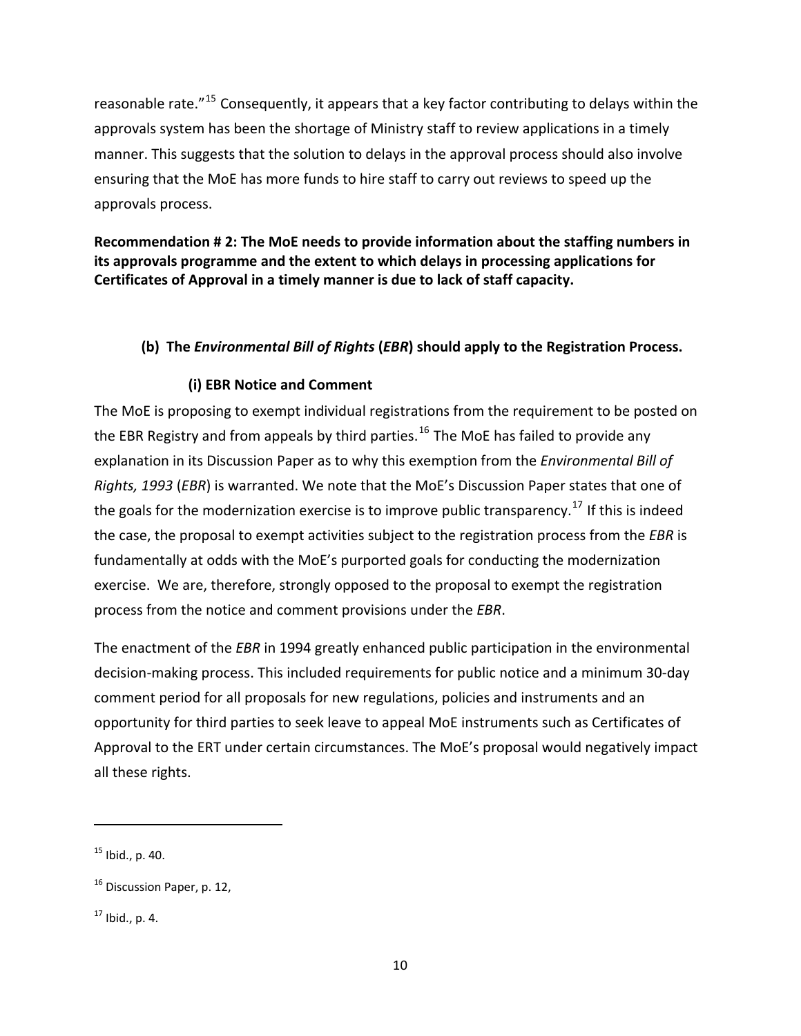reasonable rate."[15] Consequently, it appears that a key factor contributing to delays within the approvals system has been the shortage of Ministry staff to review applications in a timely manner. This suggests that the solution to delays in the approval process should also involve ensuring that the MoE has more funds to hire staff to carry out reviews to speed up the approvals process.

**Recommendation # 2: The MoE needs to provide information about the staffing numbers in its approvals programme and the extent to which delays in processing applications for Certificates of Approval in a timely manner is due to lack of staff capacity.**

### (b) The *Environmental Bill of Rights* (*EBR*) should apply to the Registration Process.

#### (i) EBR Notice and Comment

The MoE is proposing to exempt individual registrations from the requirement to be posted on the EBR Registry and from appeals by third parties.[16] The MoE has failed to provide any explanation in its Discussion Paper as to why this exemption from the *Environmental Bill of Rights, 1993* (*EBR*) is warranted. We note that the MoE's Discussion Paper states that one of the goals for the modernization exercise is to improve public transparency.[17] If this is indeed the case, the proposal to exempt activities subject to the registration process from the *EBR* is fundamentally at odds with the MoE's purported goals for conducting the modernization exercise. We are, therefore, strongly opposed to the proposal to exempt the registration process from the notice and comment provisions under the *EBR*.

The enactment of the *EBR* in 1994 greatly enhanced public participation in the environmental decision-making process. This included requirements for public notice and a minimum 30-day comment period for all proposals for new regulations, policies and instruments and an opportunity for third parties to seek leave to appeal MoE instruments such as Certificates of Approval to the ERT under certain circumstances. The MoE's proposal would negatively impact all these rights.

---

[15] Ibid., p. 40.

[16] Discussion Paper, p. 12,

[17] Ibid., p. 4.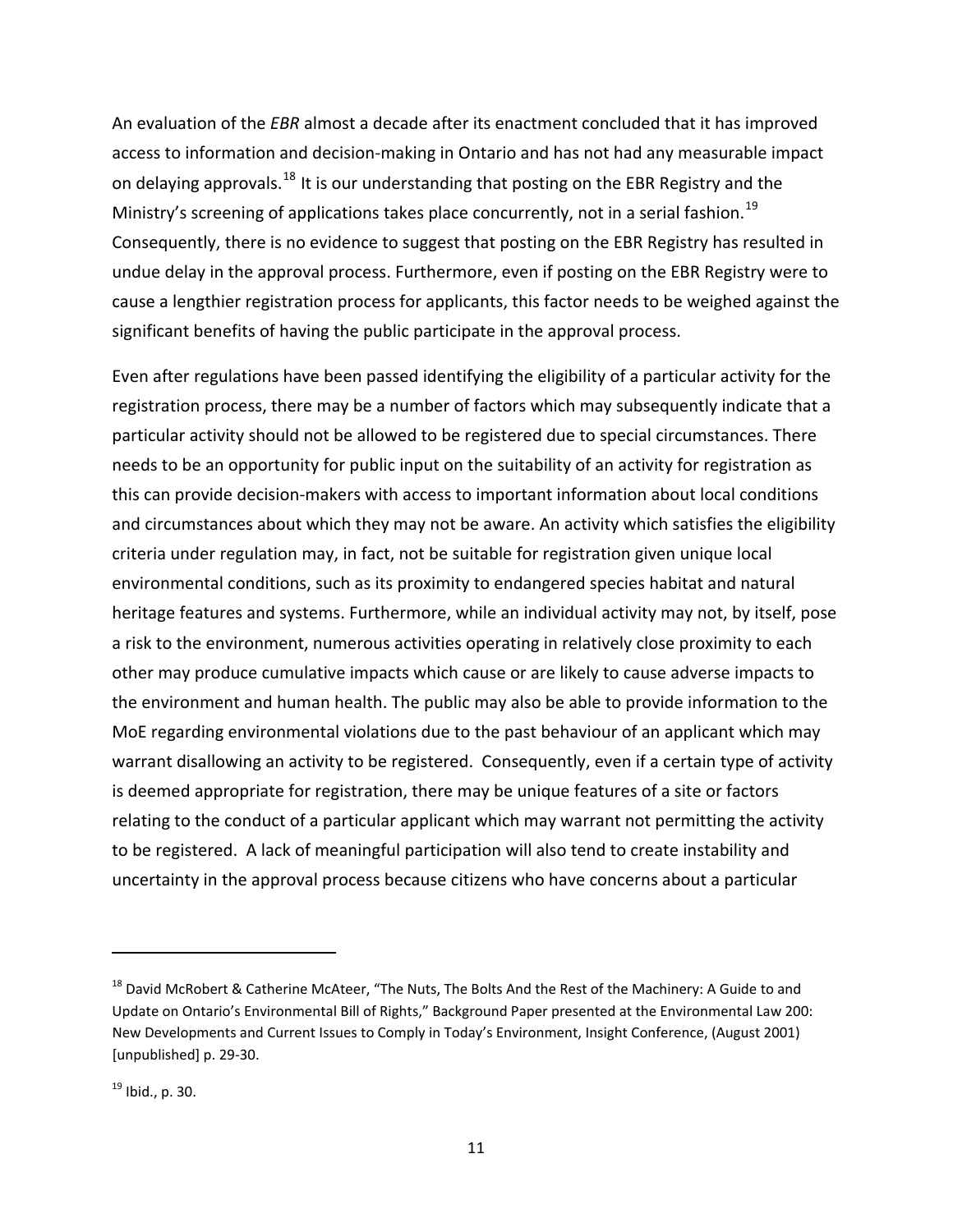An evaluation of the *EBR* almost a decade after its enactment concluded that it has improved access to information and decision-making in Ontario and has not had any measurable impact on delaying approvals.[18] It is our understanding that posting on the EBR Registry and the Ministry's screening of applications takes place concurrently, not in a serial fashion.[19] Consequently, there is no evidence to suggest that posting on the EBR Registry has resulted in undue delay in the approval process. Furthermore, even if posting on the EBR Registry were to cause a lengthier registration process for applicants, this factor needs to be weighed against the significant benefits of having the public participate in the approval process.

Even after regulations have been passed identifying the eligibility of a particular activity for the registration process, there may be a number of factors which may subsequently indicate that a particular activity should not be allowed to be registered due to special circumstances. There needs to be an opportunity for public input on the suitability of an activity for registration as this can provide decision-makers with access to important information about local conditions and circumstances about which they may not be aware. An activity which satisfies the eligibility criteria under regulation may, in fact, not be suitable for registration given unique local environmental conditions, such as its proximity to endangered species habitat and natural heritage features and systems. Furthermore, while an individual activity may not, by itself, pose a risk to the environment, numerous activities operating in relatively close proximity to each other may produce cumulative impacts which cause or are likely to cause adverse impacts to the environment and human health. The public may also be able to provide information to the MoE regarding environmental violations due to the past behaviour of an applicant which may warrant disallowing an activity to be registered. Consequently, even if a certain type of activity is deemed appropriate for registration, there may be unique features of a site or factors relating to the conduct of a particular applicant which may warrant not permitting the activity to be registered. A lack of meaningful participation will also tend to create instability and uncertainty in the approval process because citizens who have concerns about a particular

---

[18] David McRobert & Catherine McAteer, "The Nuts, The Bolts And the Rest of the Machinery: A Guide to and Update on Ontario's Environmental Bill of Rights," Background Paper presented at the Environmental Law 200: New Developments and Current Issues to Comply in Today's Environment, Insight Conference, (August 2001) [unpublished] p. 29-30.

[19] Ibid., p. 30.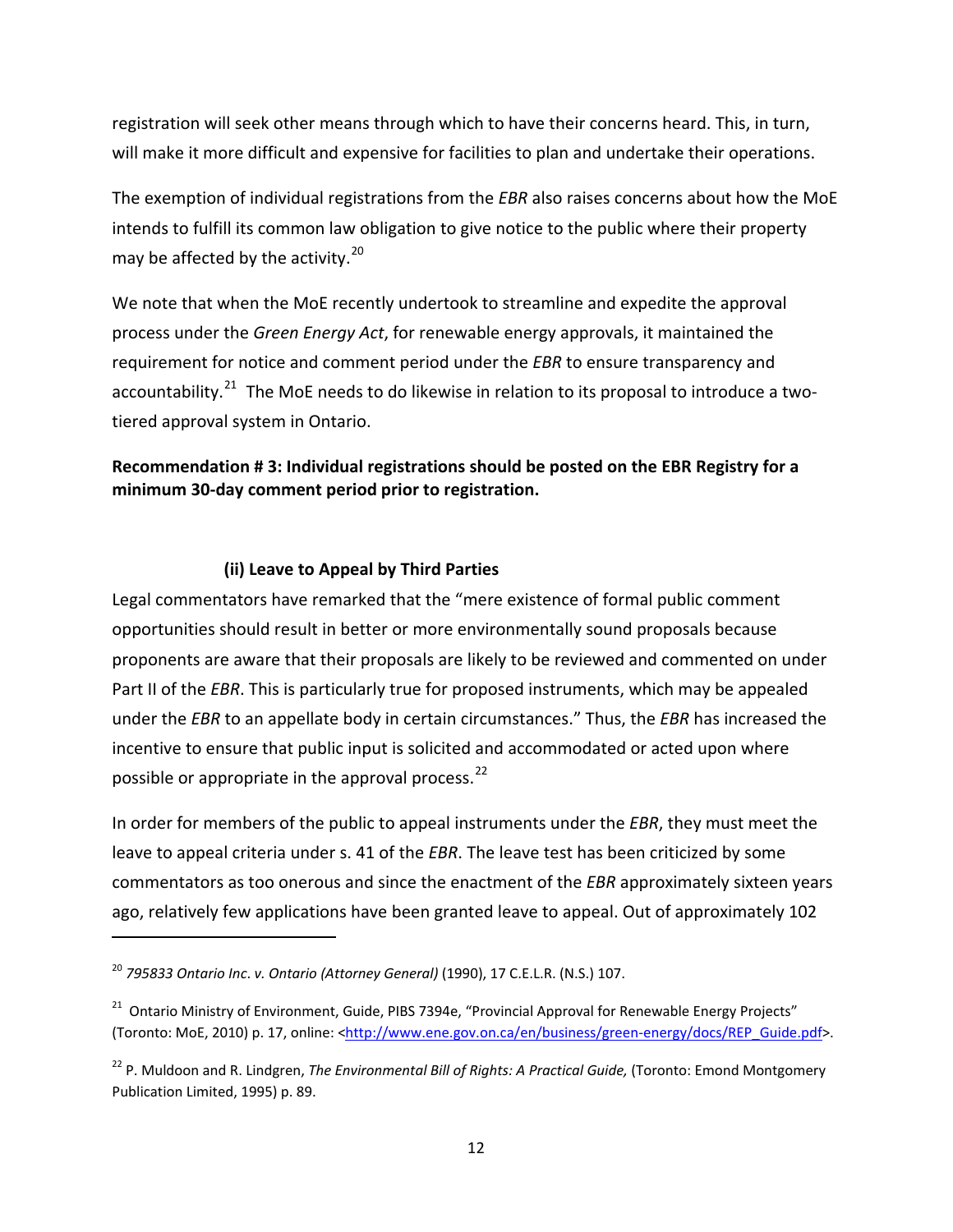registration will seek other means through which to have their concerns heard. This, in turn, will make it more difficult and expensive for facilities to plan and undertake their operations.

The exemption of individual registrations from the *EBR* also raises concerns about how the MoE intends to fulfill its common law obligation to give notice to the public where their property may be affected by the activity.[20]

We note that when the MoE recently undertook to streamline and expedite the approval process under the *Green Energy Act*, for renewable energy approvals, it maintained the requirement for notice and comment period under the *EBR* to ensure transparency and accountability.[21] The MoE needs to do likewise in relation to its proposal to introduce a two-tiered approval system in Ontario.

**Recommendation # 3: Individual registrations should be posted on the EBR Registry for a minimum 30-day comment period prior to registration.**

### (ii) Leave to Appeal by Third Parties

Legal commentators have remarked that the "mere existence of formal public comment opportunities should result in better or more environmentally sound proposals because proponents are aware that their proposals are likely to be reviewed and commented on under Part II of the *EBR*. This is particularly true for proposed instruments, which may be appealed under the *EBR* to an appellate body in certain circumstances." Thus, the *EBR* has increased the incentive to ensure that public input is solicited and accommodated or acted upon where possible or appropriate in the approval process.[22]

In order for members of the public to appeal instruments under the *EBR*, they must meet the leave to appeal criteria under s. 41 of the *EBR*. The leave test has been criticized by some commentators as too onerous and since the enactment of the *EBR* approximately sixteen years ago, relatively few applications have been granted leave to appeal. Out of approximately 102

---

[20] *795833 Ontario Inc. v. Ontario (Attorney General)* (1990), 17 C.E.L.R. (N.S.) 107.

[21] Ontario Ministry of Environment, Guide, PIBS 7394e, "Provincial Approval for Renewable Energy Projects" (Toronto: MoE, 2010) p. 17, online: <http://www.ene.gov.on.ca/en/business/green-energy/docs/REP_Guide.pdf>.

[22] P. Muldoon and R. Lindgren, *The Environmental Bill of Rights: A Practical Guide,* (Toronto: Emond Montgomery Publication Limited, 1995) p. 89.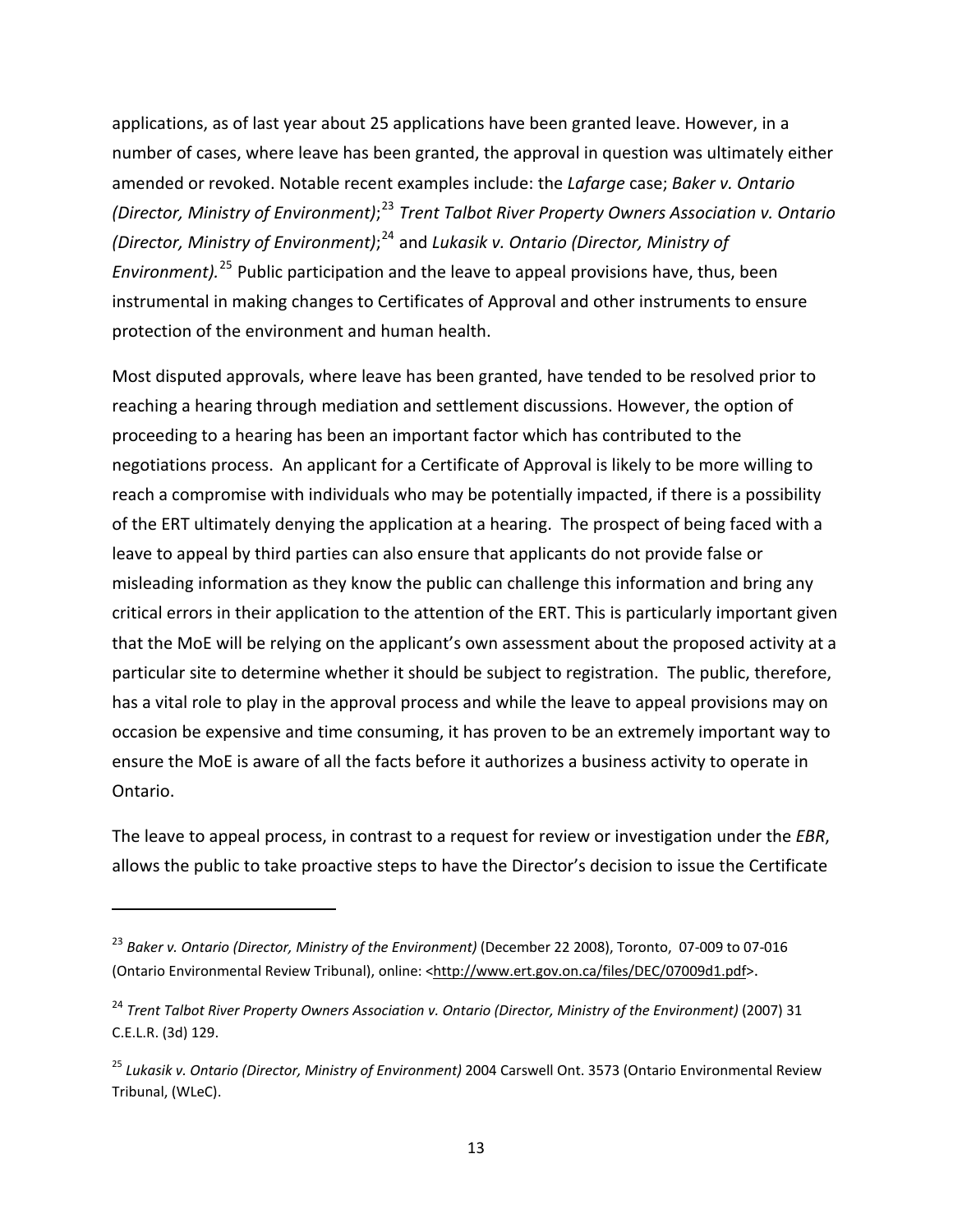applications, as of last year about 25 applications have been granted leave. However, in a number of cases, where leave has been granted, the approval in question was ultimately either amended or revoked. Notable recent examples include: the *Lafarge* case; *Baker v. Ontario (Director, Ministry of Environment)*;[23] *Trent Talbot River Property Owners Association v. Ontario (Director, Ministry of Environment)*;[24] and *Lukasik v. Ontario (Director, Ministry of Environment).*[25] Public participation and the leave to appeal provisions have, thus, been instrumental in making changes to Certificates of Approval and other instruments to ensure protection of the environment and human health.

Most disputed approvals, where leave has been granted, have tended to be resolved prior to reaching a hearing through mediation and settlement discussions. However, the option of proceeding to a hearing has been an important factor which has contributed to the negotiations process. An applicant for a Certificate of Approval is likely to be more willing to reach a compromise with individuals who may be potentially impacted, if there is a possibility of the ERT ultimately denying the application at a hearing. The prospect of being faced with a leave to appeal by third parties can also ensure that applicants do not provide false or misleading information as they know the public can challenge this information and bring any critical errors in their application to the attention of the ERT. This is particularly important given that the MoE will be relying on the applicant's own assessment about the proposed activity at a particular site to determine whether it should be subject to registration. The public, therefore, has a vital role to play in the approval process and while the leave to appeal provisions may on occasion be expensive and time consuming, it has proven to be an extremely important way to ensure the MoE is aware of all the facts before it authorizes a business activity to operate in Ontario.

The leave to appeal process, in contrast to a request for review or investigation under the *EBR*, allows the public to take proactive steps to have the Director's decision to issue the Certificate

---

[23] *Baker v. Ontario (Director, Ministry of the Environment)* (December 22 2008), Toronto, 07-009 to 07-016 (Ontario Environmental Review Tribunal), online: <http://www.ert.gov.on.ca/files/DEC/07009d1.pdf>.

[24] *Trent Talbot River Property Owners Association v. Ontario (Director, Ministry of the Environment)* (2007) 31 C.E.L.R. (3d) 129.

[25] *Lukasik v. Ontario (Director, Ministry of Environment)* 2004 Carswell Ont. 3573 (Ontario Environmental Review Tribunal, (WLeC).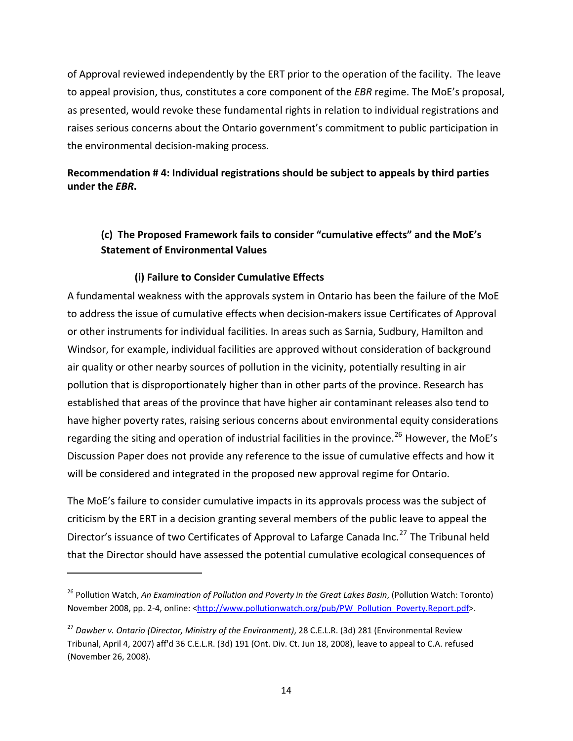of Approval reviewed independently by the ERT prior to the operation of the facility. The leave to appeal provision, thus, constitutes a core component of the *EBR* regime. The MoE's proposal, as presented, would revoke these fundamental rights in relation to individual registrations and raises serious concerns about the Ontario government's commitment to public participation in the environmental decision-making process.

**Recommendation # 4: Individual registrations should be subject to appeals by third parties under the *EBR*.**

### (c) The Proposed Framework fails to consider "cumulative effects" and the MoE's Statement of Environmental Values

#### (i) Failure to Consider Cumulative Effects

A fundamental weakness with the approvals system in Ontario has been the failure of the MoE to address the issue of cumulative effects when decision-makers issue Certificates of Approval or other instruments for individual facilities. In areas such as Sarnia, Sudbury, Hamilton and Windsor, for example, individual facilities are approved without consideration of background air quality or other nearby sources of pollution in the vicinity, potentially resulting in air pollution that is disproportionately higher than in other parts of the province. Research has established that areas of the province that have higher air contaminant releases also tend to have higher poverty rates, raising serious concerns about environmental equity considerations regarding the siting and operation of industrial facilities in the province.[26] However, the MoE's Discussion Paper does not provide any reference to the issue of cumulative effects and how it will be considered and integrated in the proposed new approval regime for Ontario.

The MoE's failure to consider cumulative impacts in its approvals process was the subject of criticism by the ERT in a decision granting several members of the public leave to appeal the Director's issuance of two Certificates of Approval to Lafarge Canada Inc.[27] The Tribunal held that the Director should have assessed the potential cumulative ecological consequences of

---

[26] Pollution Watch, *An Examination of Pollution and Poverty in the Great Lakes Basin*, (Pollution Watch: Toronto) November 2008, pp. 2-4, online: <http://www.pollutionwatch.org/pub/PW_Pollution_Poverty.Report.pdf>.

[27] *Dawber v. Ontario (Director, Ministry of the Environment)*, 28 C.E.L.R. (3d) 281 (Environmental Review Tribunal, April 4, 2007) aff'd 36 C.E.L.R. (3d) 191 (Ont. Div. Ct. Jun 18, 2008), leave to appeal to C.A. refused (November 26, 2008).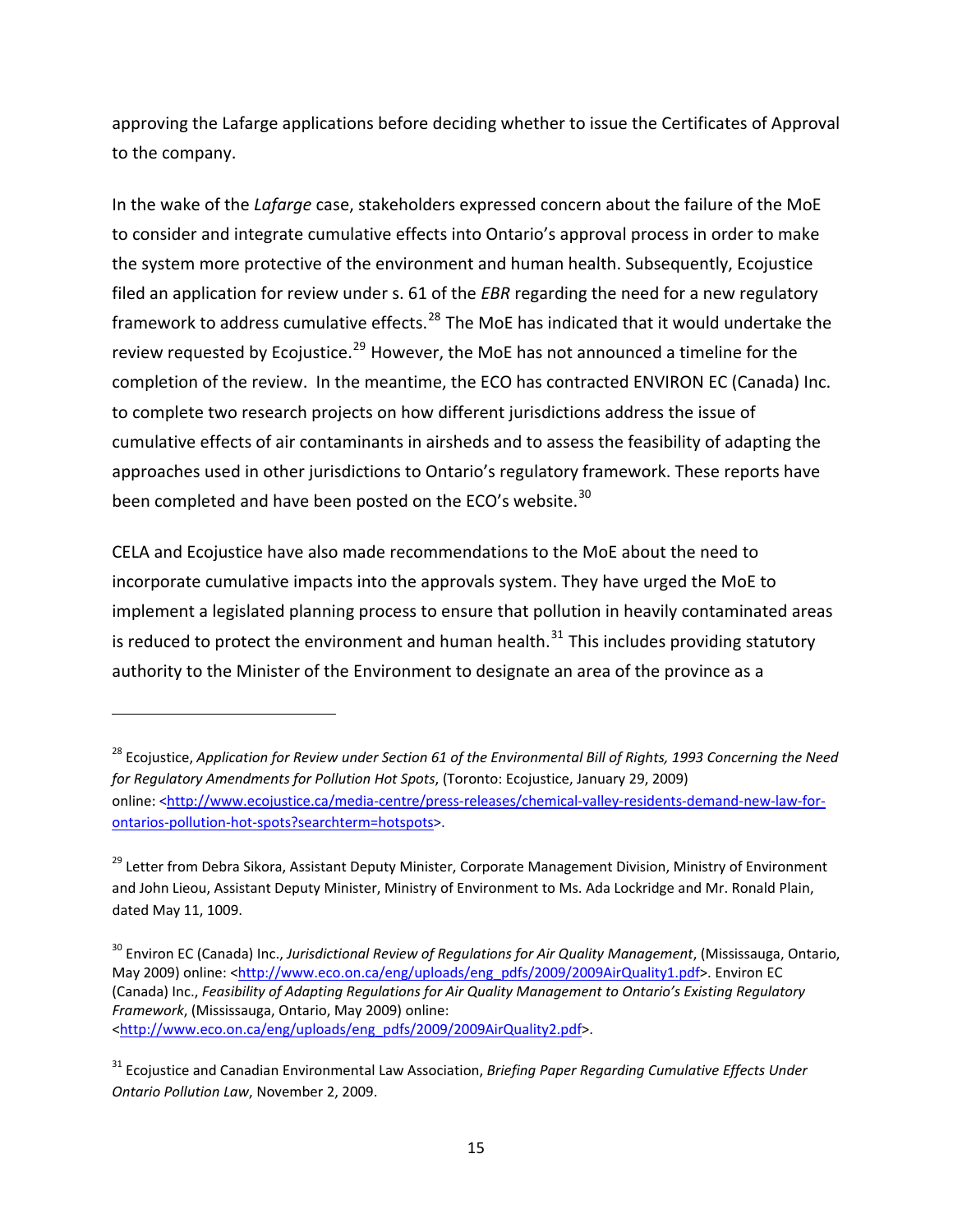approving the Lafarge applications before deciding whether to issue the Certificates of Approval to the company.

In the wake of the *Lafarge* case, stakeholders expressed concern about the failure of the MoE to consider and integrate cumulative effects into Ontario's approval process in order to make the system more protective of the environment and human health. Subsequently, Ecojustice filed an application for review under s. 61 of the *EBR* regarding the need for a new regulatory framework to address cumulative effects.[28] The MoE has indicated that it would undertake the review requested by Ecojustice.[29] However, the MoE has not announced a timeline for the completion of the review. In the meantime, the ECO has contracted ENVIRON EC (Canada) Inc. to complete two research projects on how different jurisdictions address the issue of cumulative effects of air contaminants in airsheds and to assess the feasibility of adapting the approaches used in other jurisdictions to Ontario's regulatory framework. These reports have been completed and have been posted on the ECO's website.[30]

CELA and Ecojustice have also made recommendations to the MoE about the need to incorporate cumulative impacts into the approvals system. They have urged the MoE to implement a legislated planning process to ensure that pollution in heavily contaminated areas is reduced to protect the environment and human health.[31] This includes providing statutory authority to the Minister of the Environment to designate an area of the province as a

---

[28] Ecojustice, *Application for Review under Section 61 of the Environmental Bill of Rights, 1993 Concerning the Need for Regulatory Amendments for Pollution Hot Spots*, (Toronto: Ecojustice, January 29, 2009) online: <http://www.ecojustice.ca/media-centre/press-releases/chemical-valley-residents-demand-new-law-for-ontarios-pollution-hot-spots?searchterm=hotspots>.

[29] Letter from Debra Sikora, Assistant Deputy Minister, Corporate Management Division, Ministry of Environment and John Lieou, Assistant Deputy Minister, Ministry of Environment to Ms. Ada Lockridge and Mr. Ronald Plain, dated May 11, 1009.

[30] Environ EC (Canada) Inc., *Jurisdictional Review of Regulations for Air Quality Management*, (Mississauga, Ontario, May 2009) online: <http://www.eco.on.ca/eng/uploads/eng_pdfs/2009/2009AirQuality1.pdf>. Environ EC (Canada) Inc., *Feasibility of Adapting Regulations for Air Quality Management to Ontario's Existing Regulatory Framework*, (Mississauga, Ontario, May 2009) online: <http://www.eco.on.ca/eng/uploads/eng_pdfs/2009/2009AirQuality2.pdf>.

[31] Ecojustice and Canadian Environmental Law Association, *Briefing Paper Regarding Cumulative Effects Under Ontario Pollution Law*, November 2, 2009.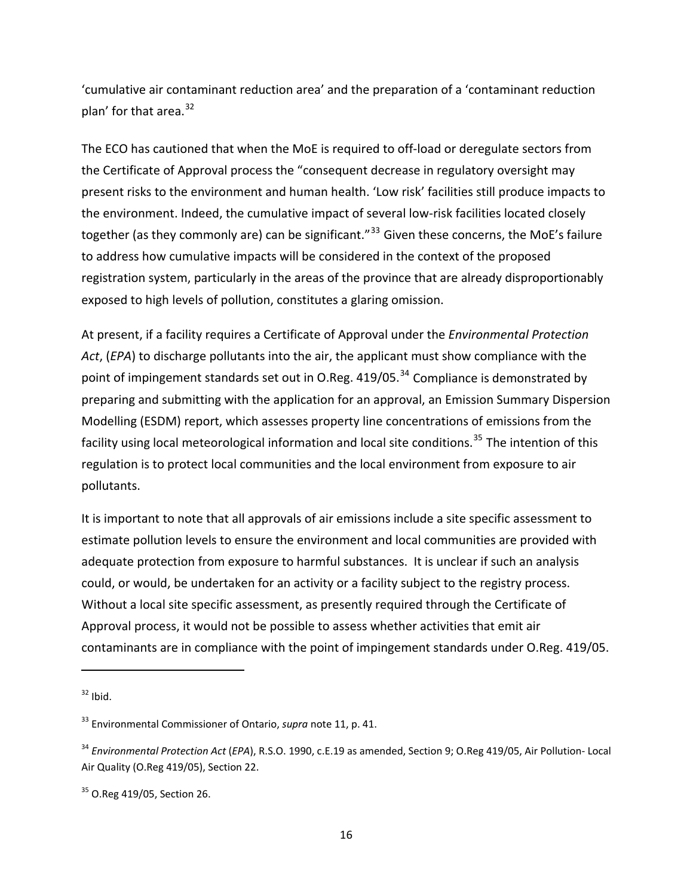‘cumulative air contaminant reduction area’ and the preparation of a ‘contaminant reduction plan’ for that area.[32]

The ECO has cautioned that when the MoE is required to off-load or deregulate sectors from the Certificate of Approval process the “consequent decrease in regulatory oversight may present risks to the environment and human health. ‘Low risk’ facilities still produce impacts to the environment. Indeed, the cumulative impact of several low-risk facilities located closely together (as they commonly are) can be significant.”[33] Given these concerns, the MoE’s failure to address how cumulative impacts will be considered in the context of the proposed registration system, particularly in the areas of the province that are already disproportionably exposed to high levels of pollution, constitutes a glaring omission.

At present, if a facility requires a Certificate of Approval under the *Environmental Protection Act*, (*EPA*) to discharge pollutants into the air, the applicant must show compliance with the point of impingement standards set out in O.Reg. 419/05.[34] Compliance is demonstrated by preparing and submitting with the application for an approval, an Emission Summary Dispersion Modelling (ESDM) report, which assesses property line concentrations of emissions from the facility using local meteorological information and local site conditions.[35] The intention of this regulation is to protect local communities and the local environment from exposure to air pollutants.

It is important to note that all approvals of air emissions include a site specific assessment to estimate pollution levels to ensure the environment and local communities are provided with adequate protection from exposure to harmful substances. It is unclear if such an analysis could, or would, be undertaken for an activity or a facility subject to the registry process. Without a local site specific assessment, as presently required through the Certificate of Approval process, it would not be possible to assess whether activities that emit air contaminants are in compliance with the point of impingement standards under O.Reg. 419/05.

---

[32] Ibid.

[33] Environmental Commissioner of Ontario, *supra* note 11, p. 41.

[34] *Environmental Protection Act* (*EPA*), R.S.O. 1990, c.E.19 as amended, Section 9; O.Reg 419/05, Air Pollution- Local Air Quality (O.Reg 419/05), Section 22.

[35] O.Reg 419/05, Section 26.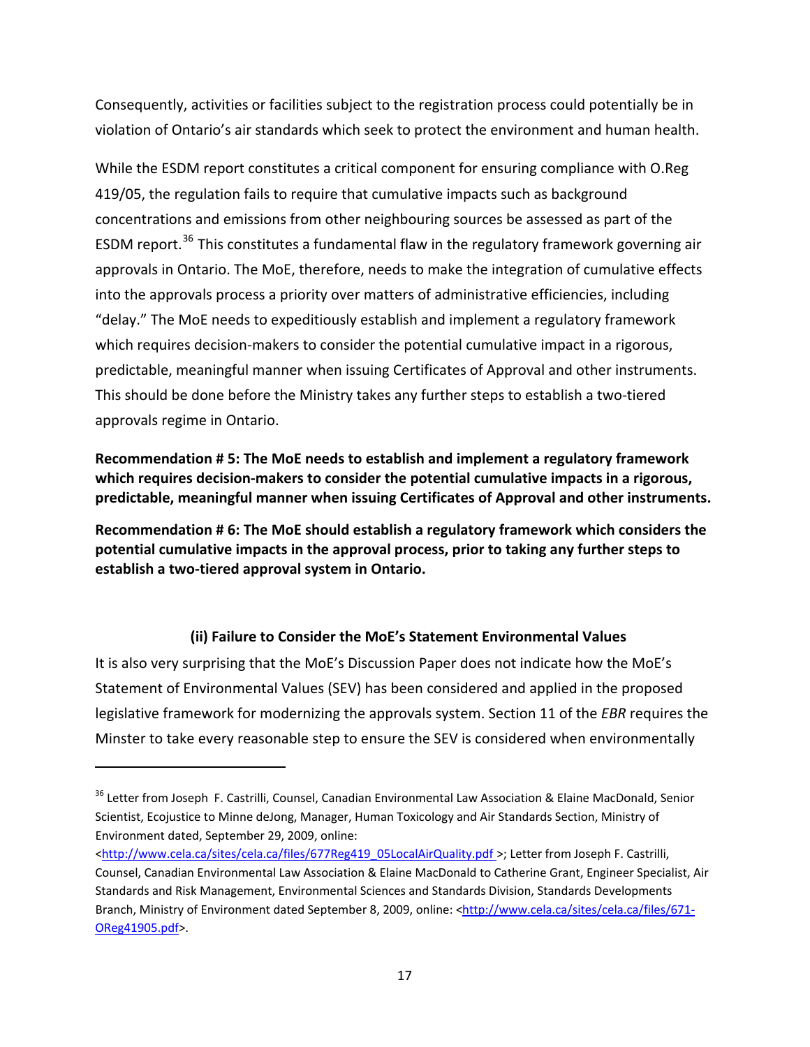Consequently, activities or facilities subject to the registration process could potentially be in violation of Ontario's air standards which seek to protect the environment and human health.

While the ESDM report constitutes a critical component for ensuring compliance with O.Reg 419/05, the regulation fails to require that cumulative impacts such as background concentrations and emissions from other neighbouring sources be assessed as part of the ESDM report.[36] This constitutes a fundamental flaw in the regulatory framework governing air approvals in Ontario. The MoE, therefore, needs to make the integration of cumulative effects into the approvals process a priority over matters of administrative efficiencies, including "delay." The MoE needs to expeditiously establish and implement a regulatory framework which requires decision-makers to consider the potential cumulative impact in a rigorous, predictable, meaningful manner when issuing Certificates of Approval and other instruments. This should be done before the Ministry takes any further steps to establish a two-tiered approvals regime in Ontario.

**Recommendation # 5: The MoE needs to establish and implement a regulatory framework which requires decision-makers to consider the potential cumulative impacts in a rigorous, predictable, meaningful manner when issuing Certificates of Approval and other instruments.**

**Recommendation # 6: The MoE should establish a regulatory framework which considers the potential cumulative impacts in the approval process, prior to taking any further steps to establish a two-tiered approval system in Ontario.**

### (ii) Failure to Consider the MoE's Statement Environmental Values

It is also very surprising that the MoE's Discussion Paper does not indicate how the MoE's Statement of Environmental Values (SEV) has been considered and applied in the proposed legislative framework for modernizing the approvals system. Section 11 of the *EBR* requires the Minster to take every reasonable step to ensure the SEV is considered when environmentally

---

[36] Letter from Joseph F. Castrilli, Counsel, Canadian Environmental Law Association & Elaine MacDonald, Senior Scientist, Ecojustice to Minne deJong, Manager, Human Toxicology and Air Standards Section, Ministry of Environment dated, September 29, 2009, online: <http://www.cela.ca/sites/cela.ca/files/677Reg419_05LocalAirQuality.pdf >; Letter from Joseph F. Castrilli, Counsel, Canadian Environmental Law Association & Elaine MacDonald to Catherine Grant, Engineer Specialist, Air Standards and Risk Management, Environmental Sciences and Standards Division, Standards Developments Branch, Ministry of Environment dated September 8, 2009, online: <http://www.cela.ca/sites/cela.ca/files/671-OReg41905.pdf>.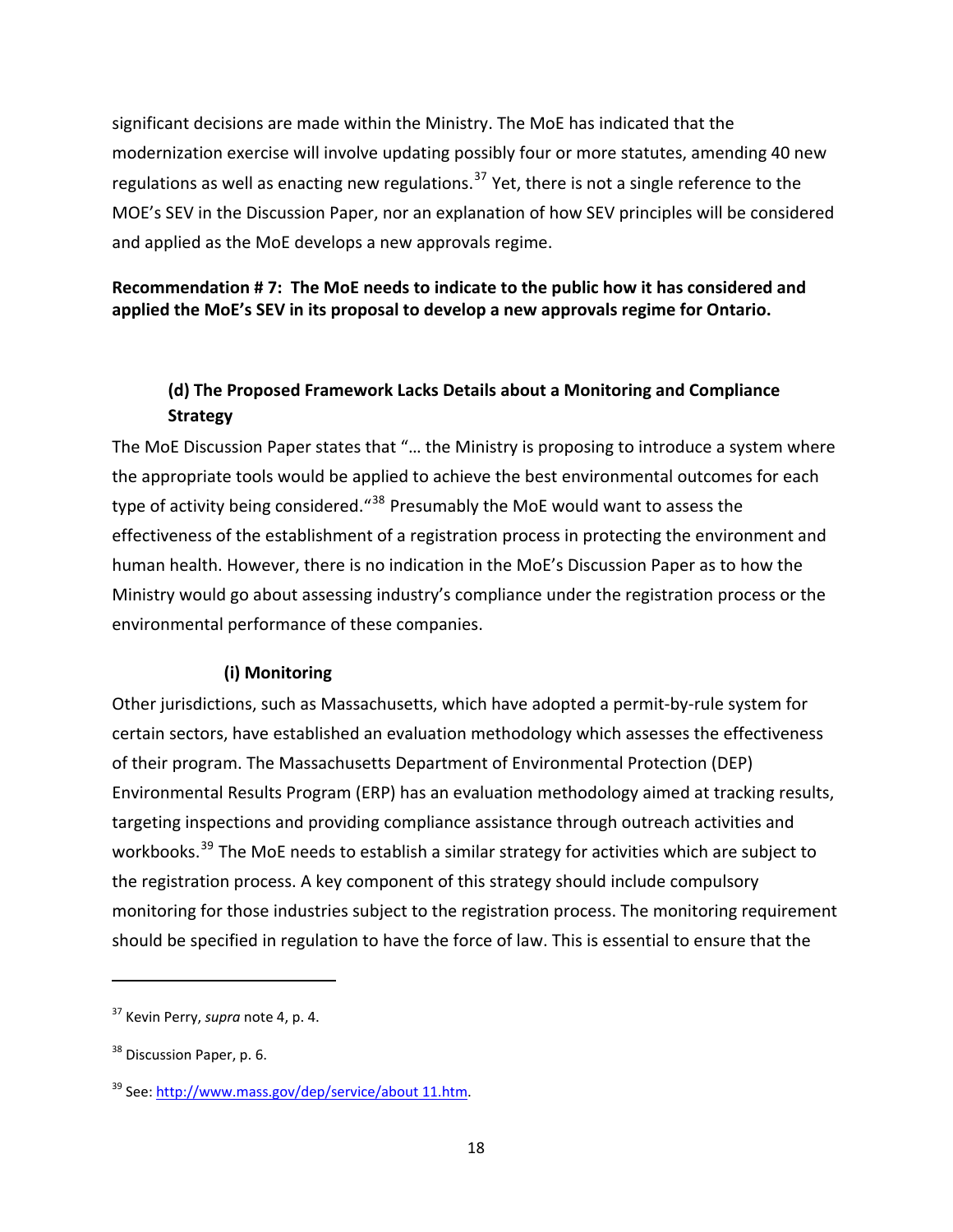significant decisions are made within the Ministry. The MoE has indicated that the modernization exercise will involve updating possibly four or more statutes, amending 40 new regulations as well as enacting new regulations.[37] Yet, there is not a single reference to the MOE's SEV in the Discussion Paper, nor an explanation of how SEV principles will be considered and applied as the MoE develops a new approvals regime.

**Recommendation # 7: The MoE needs to indicate to the public how it has considered and applied the MoE's SEV in its proposal to develop a new approvals regime for Ontario.**

### (d) The Proposed Framework Lacks Details about a Monitoring and Compliance Strategy

The MoE Discussion Paper states that "… the Ministry is proposing to introduce a system where the appropriate tools would be applied to achieve the best environmental outcomes for each type of activity being considered."[38] Presumably the MoE would want to assess the effectiveness of the establishment of a registration process in protecting the environment and human health. However, there is no indication in the MoE's Discussion Paper as to how the Ministry would go about assessing industry's compliance under the registration process or the environmental performance of these companies.

#### (i) Monitoring

Other jurisdictions, such as Massachusetts, which have adopted a permit-by-rule system for certain sectors, have established an evaluation methodology which assesses the effectiveness of their program. The Massachusetts Department of Environmental Protection (DEP) Environmental Results Program (ERP) has an evaluation methodology aimed at tracking results, targeting inspections and providing compliance assistance through outreach activities and workbooks.[39] The MoE needs to establish a similar strategy for activities which are subject to the registration process. A key component of this strategy should include compulsory monitoring for those industries subject to the registration process. The monitoring requirement should be specified in regulation to have the force of law. This is essential to ensure that the

---

[37] Kevin Perry, *supra* note 4, p. 4.

[38] Discussion Paper, p. 6.

[39] See: http://www.mass.gov/dep/service/about 11.htm.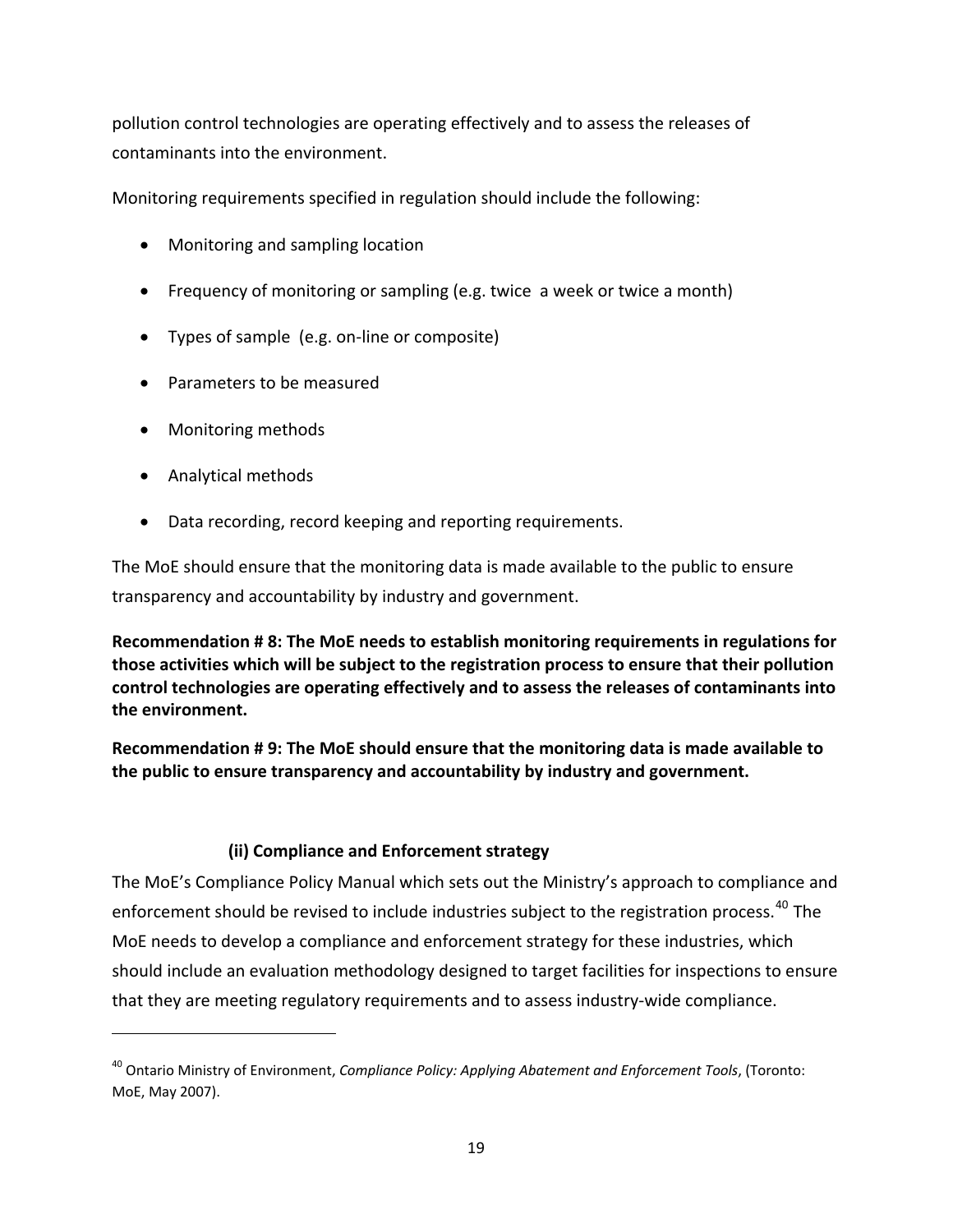pollution control technologies are operating effectively and to assess the releases of contaminants into the environment.

Monitoring requirements specified in regulation should include the following:

- Monitoring and sampling location
- Frequency of monitoring or sampling (e.g. twice a week or twice a month)
- Types of sample (e.g. on-line or composite)
- Parameters to be measured
- Monitoring methods
- Analytical methods
- Data recording, record keeping and reporting requirements.

The MoE should ensure that the monitoring data is made available to the public to ensure transparency and accountability by industry and government.

**Recommendation # 8: The MoE needs to establish monitoring requirements in regulations for those activities which will be subject to the registration process to ensure that their pollution control technologies are operating effectively and to assess the releases of contaminants into the environment.**

**Recommendation # 9: The MoE should ensure that the monitoring data is made available to the public to ensure transparency and accountability by industry and government.**

### (ii) Compliance and Enforcement strategy

The MoE's Compliance Policy Manual which sets out the Ministry's approach to compliance and enforcement should be revised to include industries subject to the registration process.[40] The MoE needs to develop a compliance and enforcement strategy for these industries, which should include an evaluation methodology designed to target facilities for inspections to ensure that they are meeting regulatory requirements and to assess industry-wide compliance.

---

[40] Ontario Ministry of Environment, *Compliance Policy: Applying Abatement and Enforcement Tools*, (Toronto: MoE, May 2007).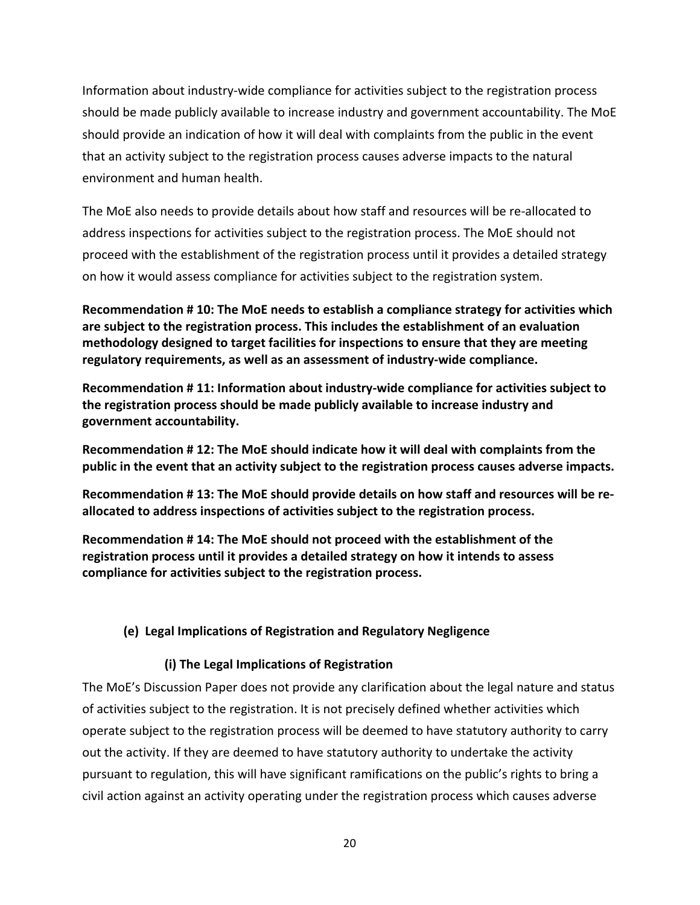Information about industry-wide compliance for activities subject to the registration process should be made publicly available to increase industry and government accountability. The MoE should provide an indication of how it will deal with complaints from the public in the event that an activity subject to the registration process causes adverse impacts to the natural environment and human health.

The MoE also needs to provide details about how staff and resources will be re-allocated to address inspections for activities subject to the registration process. The MoE should not proceed with the establishment of the registration process until it provides a detailed strategy on how it would assess compliance for activities subject to the registration system.

**Recommendation # 10: The MoE needs to establish a compliance strategy for activities which are subject to the registration process. This includes the establishment of an evaluation methodology designed to target facilities for inspections to ensure that they are meeting regulatory requirements, as well as an assessment of industry-wide compliance.**

**Recommendation # 11: Information about industry-wide compliance for activities subject to the registration process should be made publicly available to increase industry and government accountability.**

**Recommendation # 12: The MoE should indicate how it will deal with complaints from the public in the event that an activity subject to the registration process causes adverse impacts.**

**Recommendation # 13: The MoE should provide details on how staff and resources will be re-allocated to address inspections of activities subject to the registration process.**

**Recommendation # 14: The MoE should not proceed with the establishment of the registration process until it provides a detailed strategy on how it intends to assess compliance for activities subject to the registration process.**

### (e) Legal Implications of Registration and Regulatory Negligence

#### (i) The Legal Implications of Registration

The MoE's Discussion Paper does not provide any clarification about the legal nature and status of activities subject to the registration. It is not precisely defined whether activities which operate subject to the registration process will be deemed to have statutory authority to carry out the activity. If they are deemed to have statutory authority to undertake the activity pursuant to regulation, this will have significant ramifications on the public's rights to bring a civil action against an activity operating under the registration process which causes adverse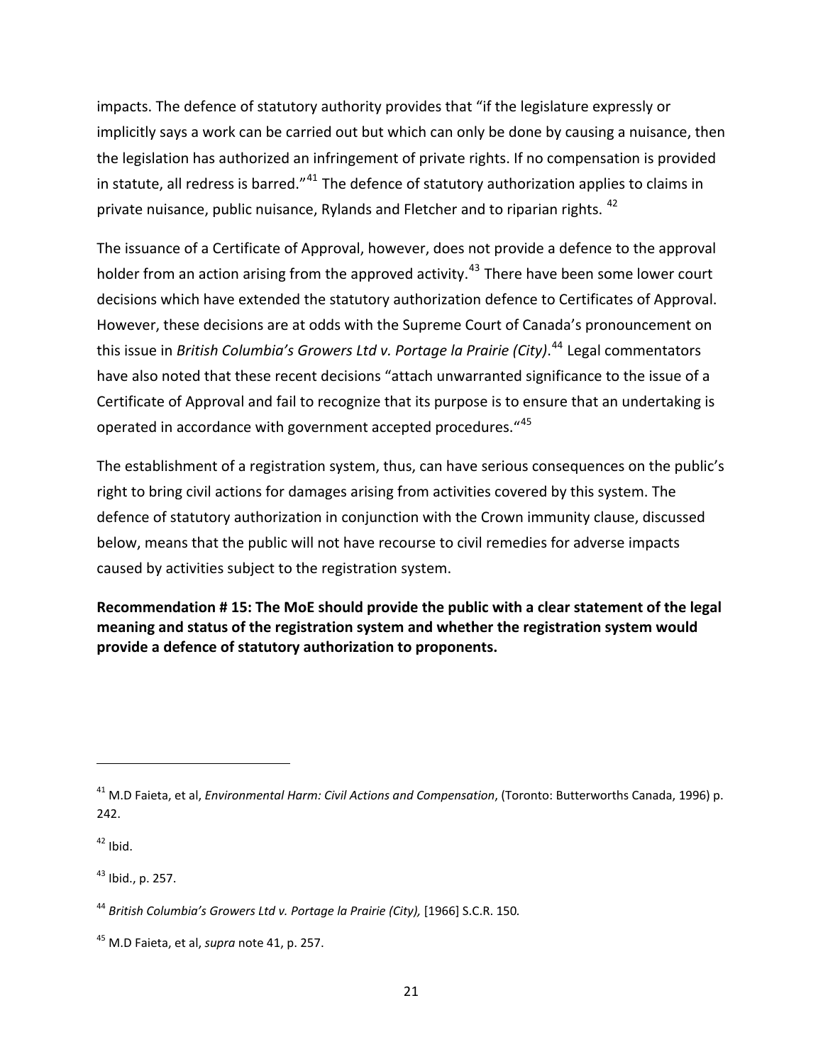impacts. The defence of statutory authority provides that "if the legislature expressly or implicitly says a work can be carried out but which can only be done by causing a nuisance, then the legislation has authorized an infringement of private rights. If no compensation is provided in statute, all redress is barred."[41] The defence of statutory authorization applies to claims in private nuisance, public nuisance, Rylands and Fletcher and to riparian rights. [42]

The issuance of a Certificate of Approval, however, does not provide a defence to the approval holder from an action arising from the approved activity.[43] There have been some lower court decisions which have extended the statutory authorization defence to Certificates of Approval. However, these decisions are at odds with the Supreme Court of Canada's pronouncement on this issue in *British Columbia's Growers Ltd v. Portage la Prairie (City)*.[44] Legal commentators have also noted that these recent decisions "attach unwarranted significance to the issue of a Certificate of Approval and fail to recognize that its purpose is to ensure that an undertaking is operated in accordance with government accepted procedures."[45]

The establishment of a registration system, thus, can have serious consequences on the public's right to bring civil actions for damages arising from activities covered by this system. The defence of statutory authorization in conjunction with the Crown immunity clause, discussed below, means that the public will not have recourse to civil remedies for adverse impacts caused by activities subject to the registration system.

**Recommendation # 15: The MoE should provide the public with a clear statement of the legal meaning and status of the registration system and whether the registration system would provide a defence of statutory authorization to proponents.**

---

[41] M.D Faieta, et al, *Environmental Harm: Civil Actions and Compensation*, (Toronto: Butterworths Canada, 1996) p. 242.

[42] Ibid.

[43] Ibid., p. 257.

[44] *British Columbia's Growers Ltd v. Portage la Prairie (City),* [1966] S.C.R. 150*.*

[45] M.D Faieta, et al, *supra* note 41, p. 257.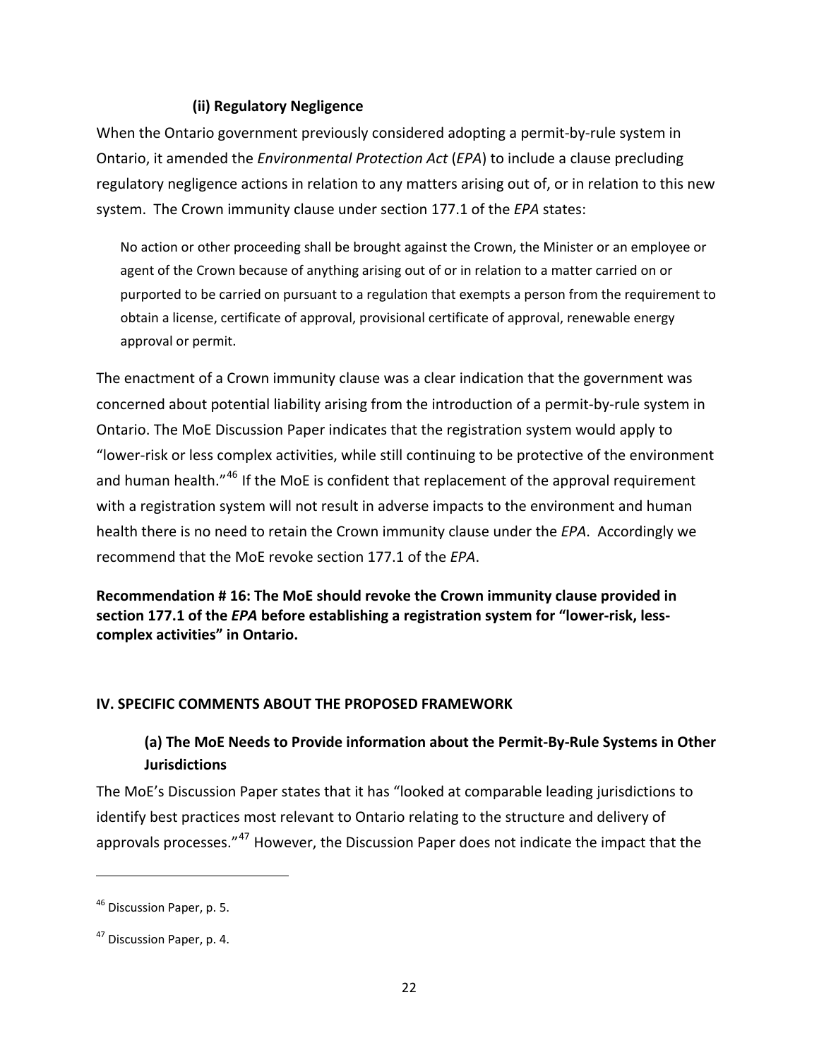#### (ii) Regulatory Negligence

When the Ontario government previously considered adopting a permit-by-rule system in Ontario, it amended the *Environmental Protection Act* (*EPA*) to include a clause precluding regulatory negligence actions in relation to any matters arising out of, or in relation to this new system. The Crown immunity clause under section 177.1 of the *EPA* states:

> No action or other proceeding shall be brought against the Crown, the Minister or an employee or agent of the Crown because of anything arising out of or in relation to a matter carried on or purported to be carried on pursuant to a regulation that exempts a person from the requirement to obtain a license, certificate of approval, provisional certificate of approval, renewable energy approval or permit.

The enactment of a Crown immunity clause was a clear indication that the government was concerned about potential liability arising from the introduction of a permit-by-rule system in Ontario. The MoE Discussion Paper indicates that the registration system would apply to "lower-risk or less complex activities, while still continuing to be protective of the environment and human health."[46] If the MoE is confident that replacement of the approval requirement with a registration system will not result in adverse impacts to the environment and human health there is no need to retain the Crown immunity clause under the *EPA*. Accordingly we recommend that the MoE revoke section 177.1 of the *EPA*.

**Recommendation # 16: The MoE should revoke the Crown immunity clause provided in section 177.1 of the *EPA* before establishing a registration system for "lower-risk, less-complex activities" in Ontario.**

## IV. SPECIFIC COMMENTS ABOUT THE PROPOSED FRAMEWORK

### (a) The MoE Needs to Provide information about the Permit-By-Rule Systems in Other Jurisdictions

The MoE's Discussion Paper states that it has "looked at comparable leading jurisdictions to identify best practices most relevant to Ontario relating to the structure and delivery of approvals processes."[47] However, the Discussion Paper does not indicate the impact that the

---

[46] Discussion Paper, p. 5.

[47] Discussion Paper, p. 4.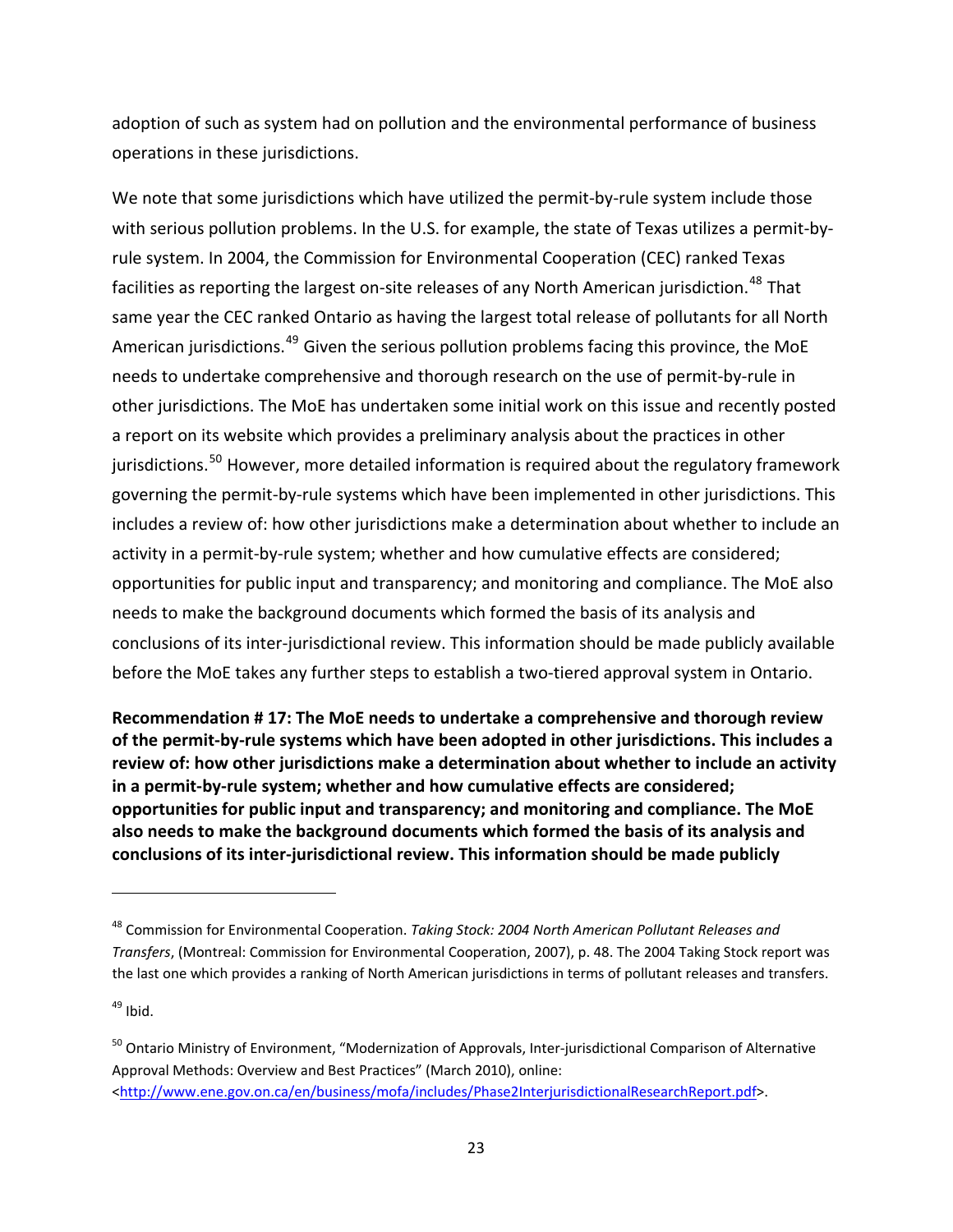adoption of such as system had on pollution and the environmental performance of business operations in these jurisdictions.

We note that some jurisdictions which have utilized the permit-by-rule system include those with serious pollution problems. In the U.S. for example, the state of Texas utilizes a permit-by-rule system. In 2004, the Commission for Environmental Cooperation (CEC) ranked Texas facilities as reporting the largest on-site releases of any North American jurisdiction.[48] That same year the CEC ranked Ontario as having the largest total release of pollutants for all North American jurisdictions.[49] Given the serious pollution problems facing this province, the MoE needs to undertake comprehensive and thorough research on the use of permit-by-rule in other jurisdictions. The MoE has undertaken some initial work on this issue and recently posted a report on its website which provides a preliminary analysis about the practices in other jurisdictions.[50] However, more detailed information is required about the regulatory framework governing the permit-by-rule systems which have been implemented in other jurisdictions. This includes a review of: how other jurisdictions make a determination about whether to include an activity in a permit-by-rule system; whether and how cumulative effects are considered; opportunities for public input and transparency; and monitoring and compliance. The MoE also needs to make the background documents which formed the basis of its analysis and conclusions of its inter-jurisdictional review. This information should be made publicly available before the MoE takes any further steps to establish a two-tiered approval system in Ontario.

**Recommendation # 17: The MoE needs to undertake a comprehensive and thorough review of the permit-by-rule systems which have been adopted in other jurisdictions. This includes a review of: how other jurisdictions make a determination about whether to include an activity in a permit-by-rule system; whether and how cumulative effects are considered; opportunities for public input and transparency; and monitoring and compliance. The MoE also needs to make the background documents which formed the basis of its analysis and conclusions of its inter-jurisdictional review. This information should be made publicly**

---

[48] Commission for Environmental Cooperation. *Taking Stock: 2004 North American Pollutant Releases and Transfers*, (Montreal: Commission for Environmental Cooperation, 2007), p. 48. The 2004 Taking Stock report was the last one which provides a ranking of North American jurisdictions in terms of pollutant releases and transfers.

[49] Ibid.

[50] Ontario Ministry of Environment, "Modernization of Approvals, Inter-jurisdictional Comparison of Alternative Approval Methods: Overview and Best Practices" (March 2010), online: <http://www.ene.gov.on.ca/en/business/mofa/includes/Phase2InterjurisdictionalResearchReport.pdf>.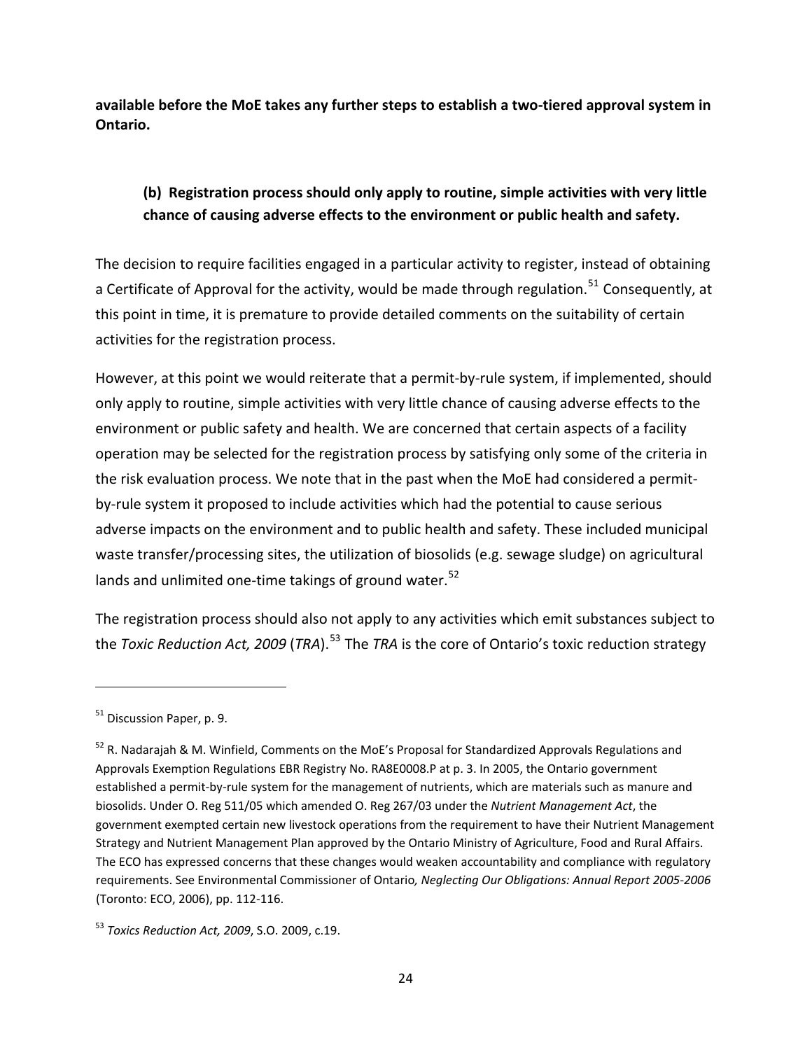**available before the MoE takes any further steps to establish a two-tiered approval system in Ontario.**

### (b) Registration process should only apply to routine, simple activities with very little chance of causing adverse effects to the environment or public health and safety.

The decision to require facilities engaged in a particular activity to register, instead of obtaining a Certificate of Approval for the activity, would be made through regulation.[51] Consequently, at this point in time, it is premature to provide detailed comments on the suitability of certain activities for the registration process.

However, at this point we would reiterate that a permit-by-rule system, if implemented, should only apply to routine, simple activities with very little chance of causing adverse effects to the environment or public safety and health. We are concerned that certain aspects of a facility operation may be selected for the registration process by satisfying only some of the criteria in the risk evaluation process. We note that in the past when the MoE had considered a permit-by-rule system it proposed to include activities which had the potential to cause serious adverse impacts on the environment and to public health and safety. These included municipal waste transfer/processing sites, the utilization of biosolids (e.g. sewage sludge) on agricultural lands and unlimited one-time takings of ground water.[52]

The registration process should also not apply to any activities which emit substances subject to the *Toxic Reduction Act, 2009* (*TRA*).[53] The *TRA* is the core of Ontario's toxic reduction strategy

---

[51] Discussion Paper, p. 9.

[52] R. Nadarajah & M. Winfield, Comments on the MoE's Proposal for Standardized Approvals Regulations and Approvals Exemption Regulations EBR Registry No. RA8E0008.P at p. 3. In 2005, the Ontario government established a permit-by-rule system for the management of nutrients, which are materials such as manure and biosolids. Under O. Reg 511/05 which amended O. Reg 267/03 under the *Nutrient Management Act*, the government exempted certain new livestock operations from the requirement to have their Nutrient Management Strategy and Nutrient Management Plan approved by the Ontario Ministry of Agriculture, Food and Rural Affairs. The ECO has expressed concerns that these changes would weaken accountability and compliance with regulatory requirements. See Environmental Commissioner of Ontario*, Neglecting Our Obligations: Annual Report 2005-2006* (Toronto: ECO, 2006), pp. 112-116.

[53] *Toxics Reduction Act, 2009*, S.O. 2009, c.19.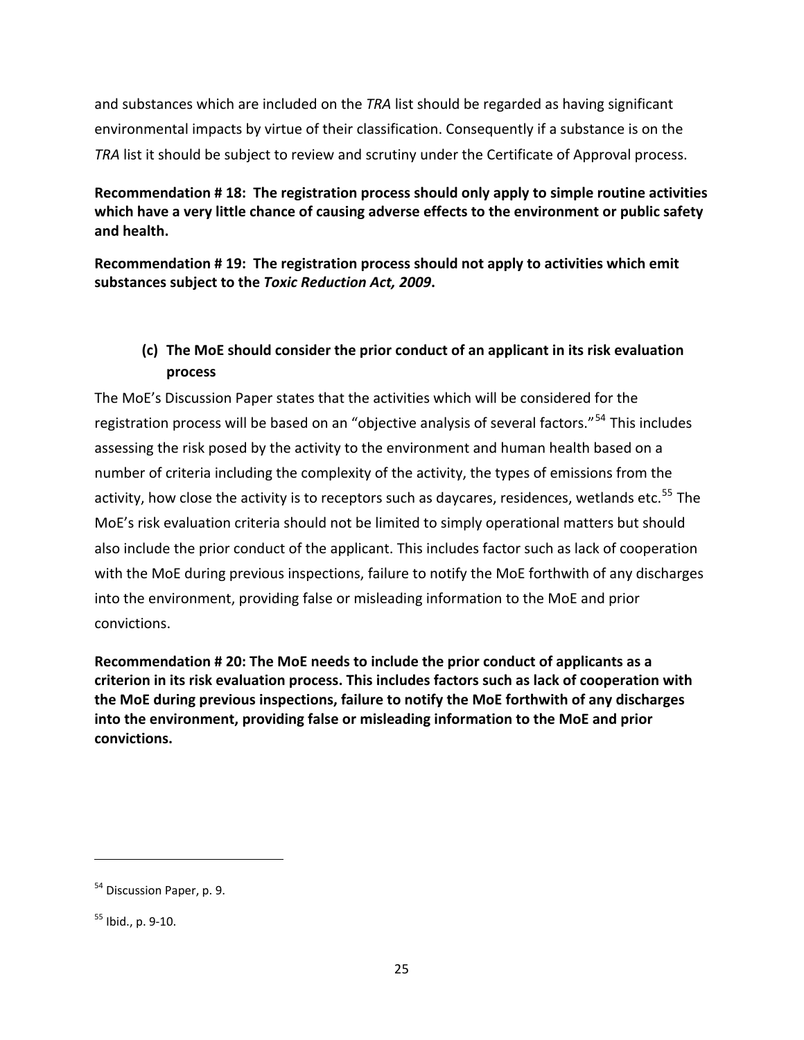and substances which are included on the *TRA* list should be regarded as having significant environmental impacts by virtue of their classification. Consequently if a substance is on the *TRA* list it should be subject to review and scrutiny under the Certificate of Approval process.

**Recommendation # 18: The registration process should only apply to simple routine activities which have a very little chance of causing adverse effects to the environment or public safety and health.**

**Recommendation # 19: The registration process should not apply to activities which emit substances subject to the *Toxic Reduction Act, 2009*.**

### (c) The MoE should consider the prior conduct of an applicant in its risk evaluation process

The MoE's Discussion Paper states that the activities which will be considered for the registration process will be based on an "objective analysis of several factors."[54] This includes assessing the risk posed by the activity to the environment and human health based on a number of criteria including the complexity of the activity, the types of emissions from the activity, how close the activity is to receptors such as daycares, residences, wetlands etc.[55] The MoE's risk evaluation criteria should not be limited to simply operational matters but should also include the prior conduct of the applicant. This includes factor such as lack of cooperation with the MoE during previous inspections, failure to notify the MoE forthwith of any discharges into the environment, providing false or misleading information to the MoE and prior convictions.

**Recommendation # 20: The MoE needs to include the prior conduct of applicants as a criterion in its risk evaluation process. This includes factors such as lack of cooperation with the MoE during previous inspections, failure to notify the MoE forthwith of any discharges into the environment, providing false or misleading information to the MoE and prior convictions.**

---

[54] Discussion Paper, p. 9.

[55] Ibid., p. 9-10.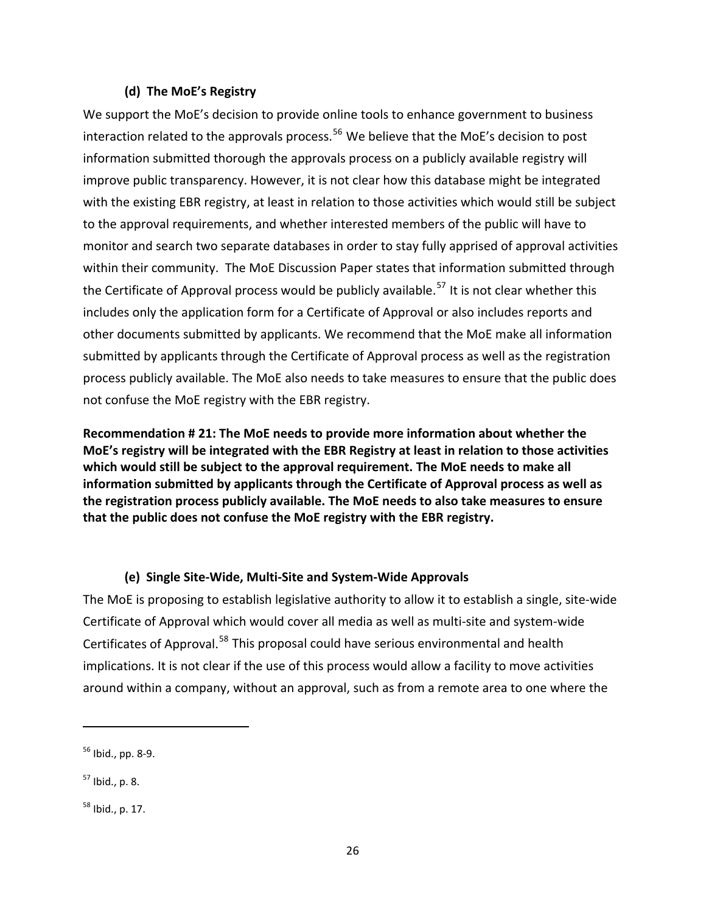### (d) The MoE's Registry

We support the MoE's decision to provide online tools to enhance government to business interaction related to the approvals process.[56] We believe that the MoE's decision to post information submitted thorough the approvals process on a publicly available registry will improve public transparency. However, it is not clear how this database might be integrated with the existing EBR registry, at least in relation to those activities which would still be subject to the approval requirements, and whether interested members of the public will have to monitor and search two separate databases in order to stay fully apprised of approval activities within their community. The MoE Discussion Paper states that information submitted through the Certificate of Approval process would be publicly available.[57] It is not clear whether this includes only the application form for a Certificate of Approval or also includes reports and other documents submitted by applicants. We recommend that the MoE make all information submitted by applicants through the Certificate of Approval process as well as the registration process publicly available. The MoE also needs to take measures to ensure that the public does not confuse the MoE registry with the EBR registry.

**Recommendation # 21: The MoE needs to provide more information about whether the MoE's registry will be integrated with the EBR Registry at least in relation to those activities which would still be subject to the approval requirement. The MoE needs to make all information submitted by applicants through the Certificate of Approval process as well as the registration process publicly available. The MoE needs to also take measures to ensure that the public does not confuse the MoE registry with the EBR registry.**

### (e) Single Site-Wide, Multi-Site and System-Wide Approvals

The MoE is proposing to establish legislative authority to allow it to establish a single, site-wide Certificate of Approval which would cover all media as well as multi-site and system-wide Certificates of Approval.[58] This proposal could have serious environmental and health implications. It is not clear if the use of this process would allow a facility to move activities around within a company, without an approval, such as from a remote area to one where the

---

[56] Ibid., pp. 8-9.

[57] Ibid., p. 8.

[58] Ibid., p. 17.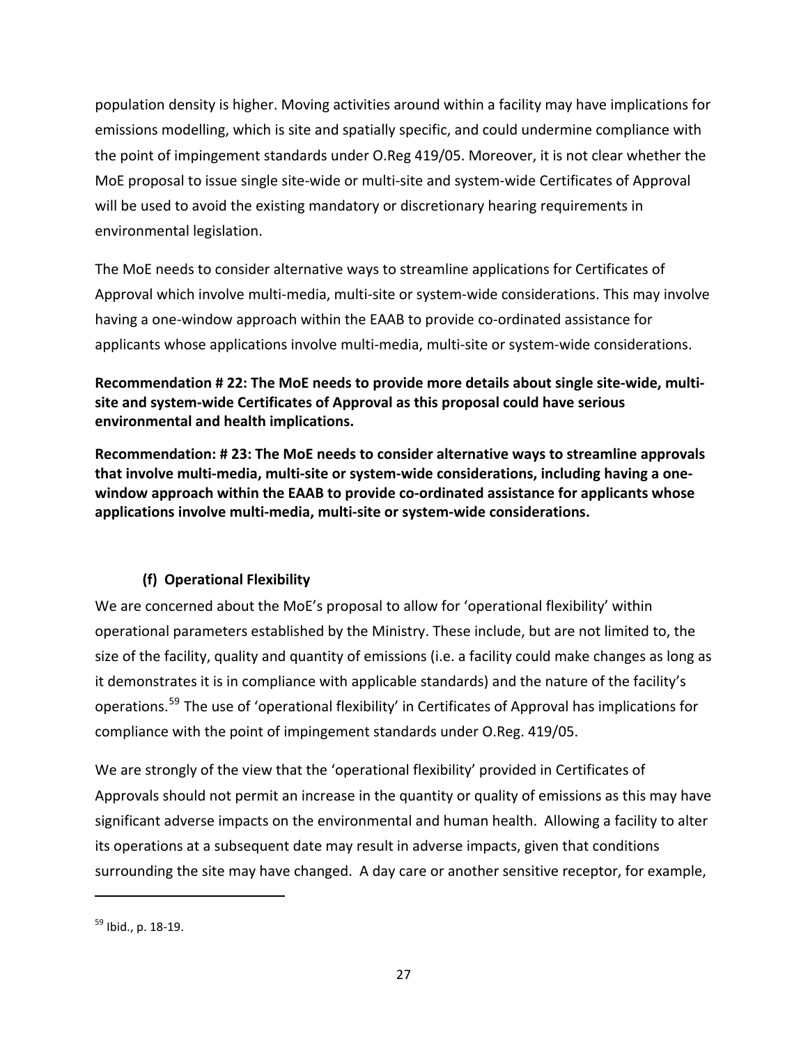population density is higher. Moving activities around within a facility may have implications for emissions modelling, which is site and spatially specific, and could undermine compliance with the point of impingement standards under O.Reg 419/05. Moreover, it is not clear whether the MoE proposal to issue single site-wide or multi-site and system-wide Certificates of Approval will be used to avoid the existing mandatory or discretionary hearing requirements in environmental legislation.

The MoE needs to consider alternative ways to streamline applications for Certificates of Approval which involve multi-media, multi-site or system-wide considerations. This may involve having a one-window approach within the EAAB to provide co-ordinated assistance for applicants whose applications involve multi-media, multi-site or system-wide considerations.

**Recommendation # 22: The MoE needs to provide more details about single site-wide, multi-site and system-wide Certificates of Approval as this proposal could have serious environmental and health implications.**

**Recommendation: # 23: The MoE needs to consider alternative ways to streamline approvals that involve multi-media, multi-site or system-wide considerations, including having a one-window approach within the EAAB to provide co-ordinated assistance for applicants whose applications involve multi-media, multi-site or system-wide considerations.**

### (f) Operational Flexibility

We are concerned about the MoE's proposal to allow for 'operational flexibility' within operational parameters established by the Ministry. These include, but are not limited to, the size of the facility, quality and quantity of emissions (i.e. a facility could make changes as long as it demonstrates it is in compliance with applicable standards) and the nature of the facility's operations.[59] The use of 'operational flexibility' in Certificates of Approval has implications for compliance with the point of impingement standards under O.Reg. 419/05.

We are strongly of the view that the 'operational flexibility' provided in Certificates of Approvals should not permit an increase in the quantity or quality of emissions as this may have significant adverse impacts on the environmental and human health. Allowing a facility to alter its operations at a subsequent date may result in adverse impacts, given that conditions surrounding the site may have changed. A day care or another sensitive receptor, for example,

[59] Ibid., p. 18-19.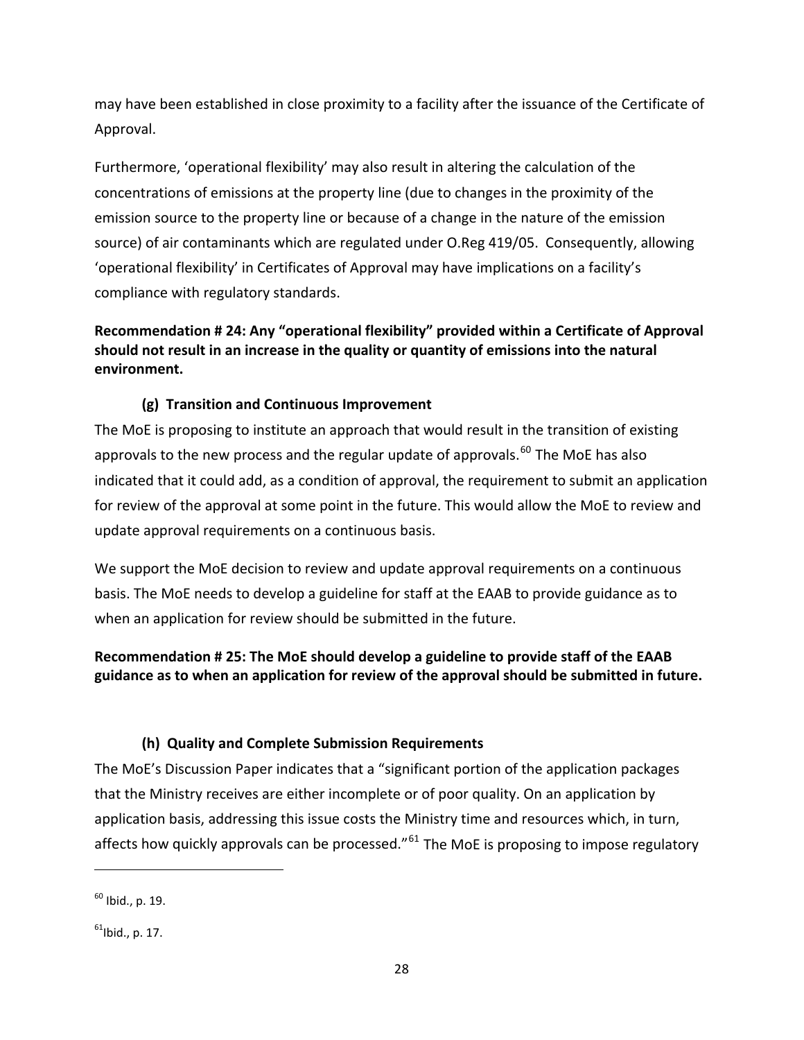may have been established in close proximity to a facility after the issuance of the Certificate of Approval.

Furthermore, 'operational flexibility' may also result in altering the calculation of the concentrations of emissions at the property line (due to changes in the proximity of the emission source to the property line or because of a change in the nature of the emission source) of air contaminants which are regulated under O.Reg 419/05. Consequently, allowing 'operational flexibility' in Certificates of Approval may have implications on a facility's compliance with regulatory standards.

**Recommendation # 24: Any "operational flexibility" provided within a Certificate of Approval should not result in an increase in the quality or quantity of emissions into the natural environment.**

### (g) Transition and Continuous Improvement

The MoE is proposing to institute an approach that would result in the transition of existing approvals to the new process and the regular update of approvals.[60] The MoE has also indicated that it could add, as a condition of approval, the requirement to submit an application for review of the approval at some point in the future. This would allow the MoE to review and update approval requirements on a continuous basis.

We support the MoE decision to review and update approval requirements on a continuous basis. The MoE needs to develop a guideline for staff at the EAAB to provide guidance as to when an application for review should be submitted in the future.

**Recommendation # 25: The MoE should develop a guideline to provide staff of the EAAB guidance as to when an application for review of the approval should be submitted in future.**

### (h) Quality and Complete Submission Requirements

The MoE's Discussion Paper indicates that a "significant portion of the application packages that the Ministry receives are either incomplete or of poor quality. On an application by application basis, addressing this issue costs the Ministry time and resources which, in turn, affects how quickly approvals can be processed."[61] The MoE is proposing to impose regulatory

[60] Ibid., p. 19.

[61] Ibid., p. 17.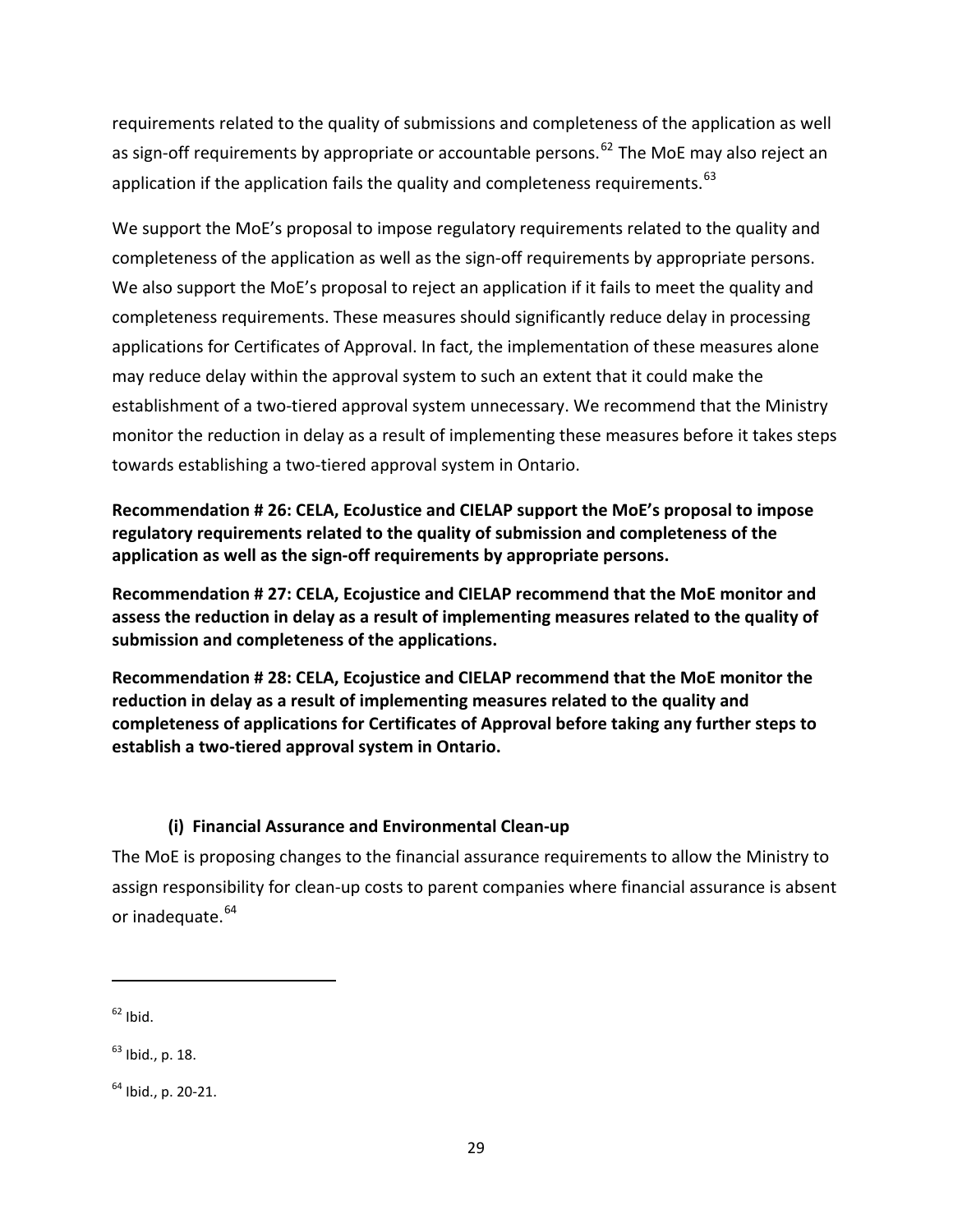requirements related to the quality of submissions and completeness of the application as well as sign-off requirements by appropriate or accountable persons.[62] The MoE may also reject an application if the application fails the quality and completeness requirements.[63]

We support the MoE's proposal to impose regulatory requirements related to the quality and completeness of the application as well as the sign-off requirements by appropriate persons. We also support the MoE's proposal to reject an application if it fails to meet the quality and completeness requirements. These measures should significantly reduce delay in processing applications for Certificates of Approval. In fact, the implementation of these measures alone may reduce delay within the approval system to such an extent that it could make the establishment of a two-tiered approval system unnecessary. We recommend that the Ministry monitor the reduction in delay as a result of implementing these measures before it takes steps towards establishing a two-tiered approval system in Ontario.

**Recommendation # 26: CELA, EcoJustice and CIELAP support the MoE's proposal to impose regulatory requirements related to the quality of submission and completeness of the application as well as the sign-off requirements by appropriate persons.**

**Recommendation # 27: CELA, Ecojustice and CIELAP recommend that the MoE monitor and assess the reduction in delay as a result of implementing measures related to the quality of submission and completeness of the applications.**

**Recommendation # 28: CELA, Ecojustice and CIELAP recommend that the MoE monitor the reduction in delay as a result of implementing measures related to the quality and completeness of applications for Certificates of Approval before taking any further steps to establish a two-tiered approval system in Ontario.**

### (i) Financial Assurance and Environmental Clean-up

The MoE is proposing changes to the financial assurance requirements to allow the Ministry to assign responsibility for clean-up costs to parent companies where financial assurance is absent or inadequate.[64]

---

[62] Ibid.

[63] Ibid., p. 18.

[64] Ibid., p. 20-21.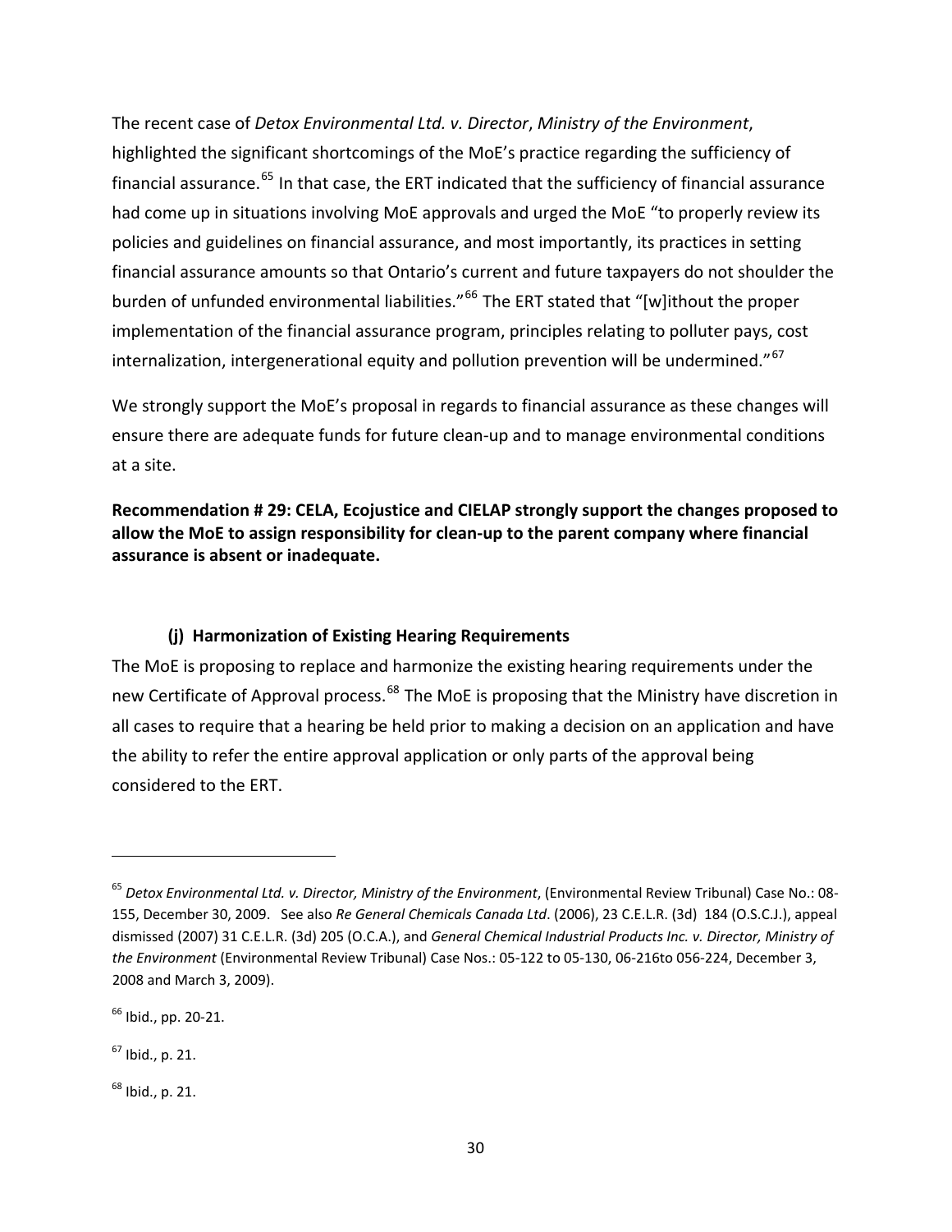The recent case of *Detox Environmental Ltd. v. Director*, *Ministry of the Environment*, highlighted the significant shortcomings of the MoE's practice regarding the sufficiency of financial assurance.[65] In that case, the ERT indicated that the sufficiency of financial assurance had come up in situations involving MoE approvals and urged the MoE "to properly review its policies and guidelines on financial assurance, and most importantly, its practices in setting financial assurance amounts so that Ontario's current and future taxpayers do not shoulder the burden of unfunded environmental liabilities."[66] The ERT stated that "[w]ithout the proper implementation of the financial assurance program, principles relating to polluter pays, cost internalization, intergenerational equity and pollution prevention will be undermined."[67]

We strongly support the MoE's proposal in regards to financial assurance as these changes will ensure there are adequate funds for future clean-up and to manage environmental conditions at a site.

**Recommendation # 29: CELA, Ecojustice and CIELAP strongly support the changes proposed to allow the MoE to assign responsibility for clean-up to the parent company where financial assurance is absent or inadequate.**

### (j) Harmonization of Existing Hearing Requirements

The MoE is proposing to replace and harmonize the existing hearing requirements under the new Certificate of Approval process.[68] The MoE is proposing that the Ministry have discretion in all cases to require that a hearing be held prior to making a decision on an application and have the ability to refer the entire approval application or only parts of the approval being considered to the ERT.

---

[65] *Detox Environmental Ltd. v. Director, Ministry of the Environment*, (Environmental Review Tribunal) Case No.: 08-155, December 30, 2009. See also *Re General Chemicals Canada Ltd*. (2006), 23 C.E.L.R. (3d) 184 (O.S.C.J.), appeal dismissed (2007) 31 C.E.L.R. (3d) 205 (O.C.A.), and *General Chemical Industrial Products Inc. v. Director, Ministry of the Environment* (Environmental Review Tribunal) Case Nos.: 05-122 to 05-130, 06-216to 056-224, December 3, 2008 and March 3, 2009).

[66] Ibid., pp. 20-21.

[67] Ibid., p. 21.

[68] Ibid., p. 21.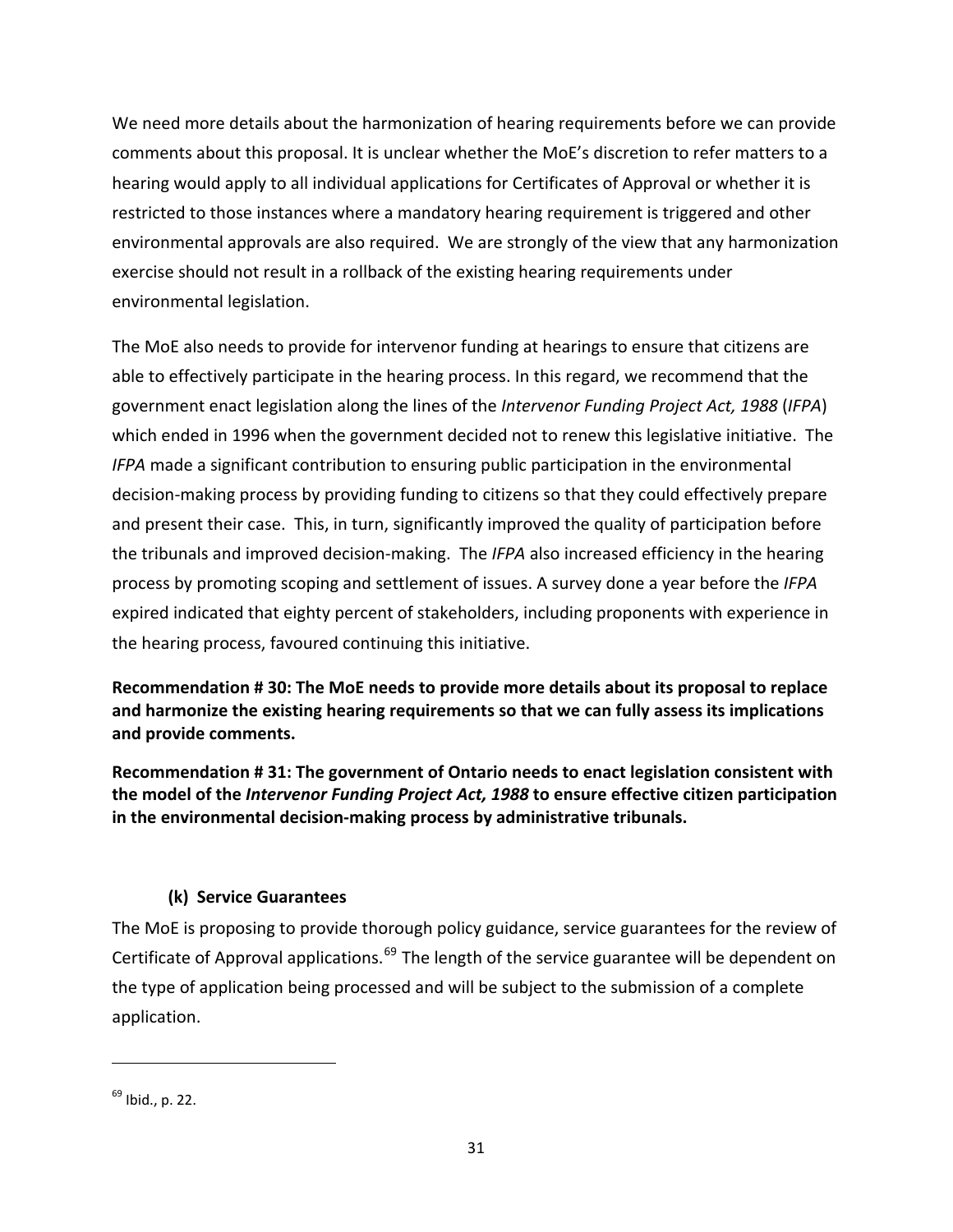We need more details about the harmonization of hearing requirements before we can provide comments about this proposal. It is unclear whether the MoE's discretion to refer matters to a hearing would apply to all individual applications for Certificates of Approval or whether it is restricted to those instances where a mandatory hearing requirement is triggered and other environmental approvals are also required. We are strongly of the view that any harmonization exercise should not result in a rollback of the existing hearing requirements under environmental legislation.

The MoE also needs to provide for intervenor funding at hearings to ensure that citizens are able to effectively participate in the hearing process. In this regard, we recommend that the government enact legislation along the lines of the *Intervenor Funding Project Act, 1988* (*IFPA*) which ended in 1996 when the government decided not to renew this legislative initiative. The *IFPA* made a significant contribution to ensuring public participation in the environmental decision-making process by providing funding to citizens so that they could effectively prepare and present their case. This, in turn, significantly improved the quality of participation before the tribunals and improved decision-making. The *IFPA* also increased efficiency in the hearing process by promoting scoping and settlement of issues. A survey done a year before the *IFPA* expired indicated that eighty percent of stakeholders, including proponents with experience in the hearing process, favoured continuing this initiative.

**Recommendation # 30: The MoE needs to provide more details about its proposal to replace and harmonize the existing hearing requirements so that we can fully assess its implications and provide comments.**

**Recommendation # 31: The government of Ontario needs to enact legislation consistent with the model of the *Intervenor Funding Project Act, 1988* to ensure effective citizen participation in the environmental decision-making process by administrative tribunals.**

### (k) Service Guarantees

The MoE is proposing to provide thorough policy guidance, service guarantees for the review of Certificate of Approval applications.[69] The length of the service guarantee will be dependent on the type of application being processed and will be subject to the submission of a complete application.

---

[69] Ibid., p. 22.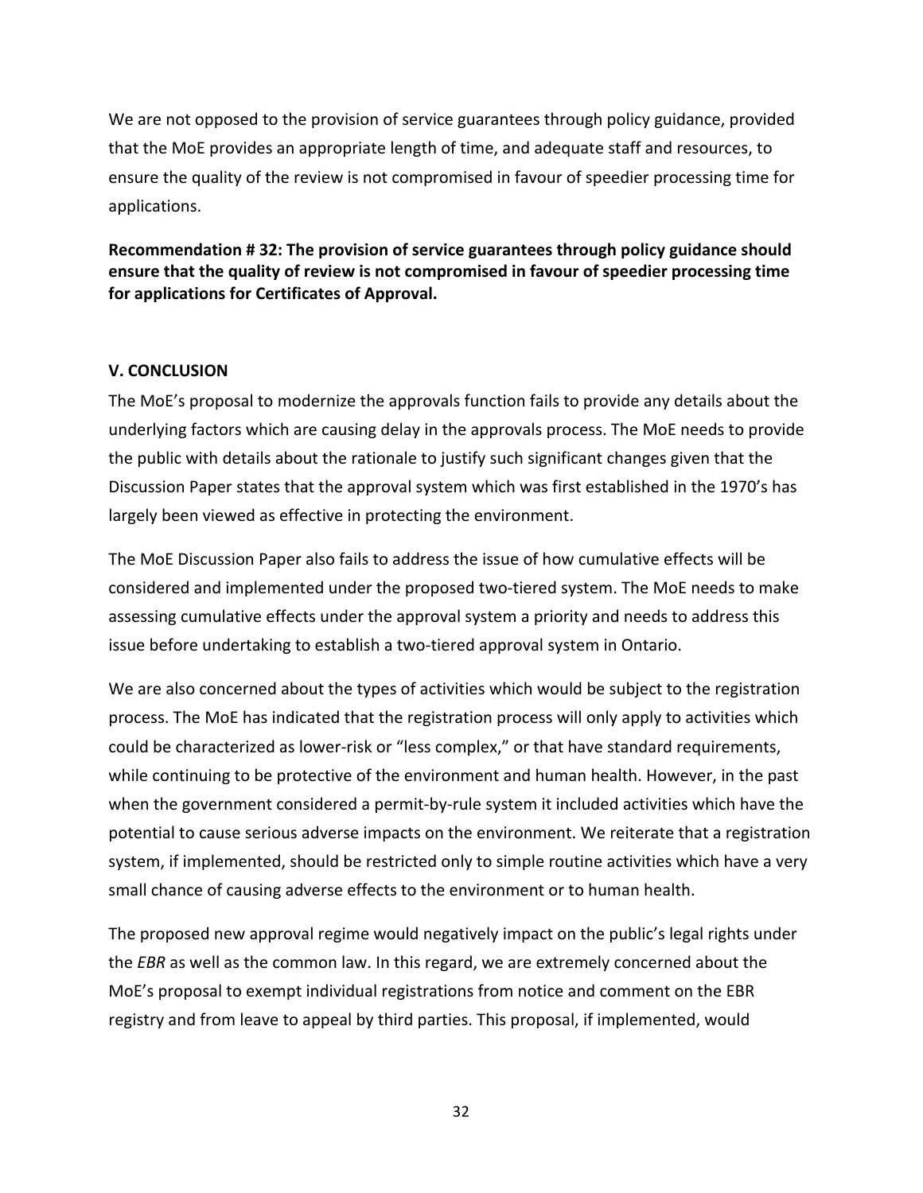We are not opposed to the provision of service guarantees through policy guidance, provided that the MoE provides an appropriate length of time, and adequate staff and resources, to ensure the quality of the review is not compromised in favour of speedier processing time for applications.

**Recommendation # 32: The provision of service guarantees through policy guidance should ensure that the quality of review is not compromised in favour of speedier processing time for applications for Certificates of Approval.**

## V. CONCLUSION

The MoE's proposal to modernize the approvals function fails to provide any details about the underlying factors which are causing delay in the approvals process. The MoE needs to provide the public with details about the rationale to justify such significant changes given that the Discussion Paper states that the approval system which was first established in the 1970's has largely been viewed as effective in protecting the environment.

The MoE Discussion Paper also fails to address the issue of how cumulative effects will be considered and implemented under the proposed two-tiered system. The MoE needs to make assessing cumulative effects under the approval system a priority and needs to address this issue before undertaking to establish a two-tiered approval system in Ontario.

We are also concerned about the types of activities which would be subject to the registration process. The MoE has indicated that the registration process will only apply to activities which could be characterized as lower-risk or "less complex," or that have standard requirements, while continuing to be protective of the environment and human health. However, in the past when the government considered a permit-by-rule system it included activities which have the potential to cause serious adverse impacts on the environment. We reiterate that a registration system, if implemented, should be restricted only to simple routine activities which have a very small chance of causing adverse effects to the environment or to human health.

The proposed new approval regime would negatively impact on the public's legal rights under the *EBR* as well as the common law. In this regard, we are extremely concerned about the MoE's proposal to exempt individual registrations from notice and comment on the EBR registry and from leave to appeal by third parties. This proposal, if implemented, would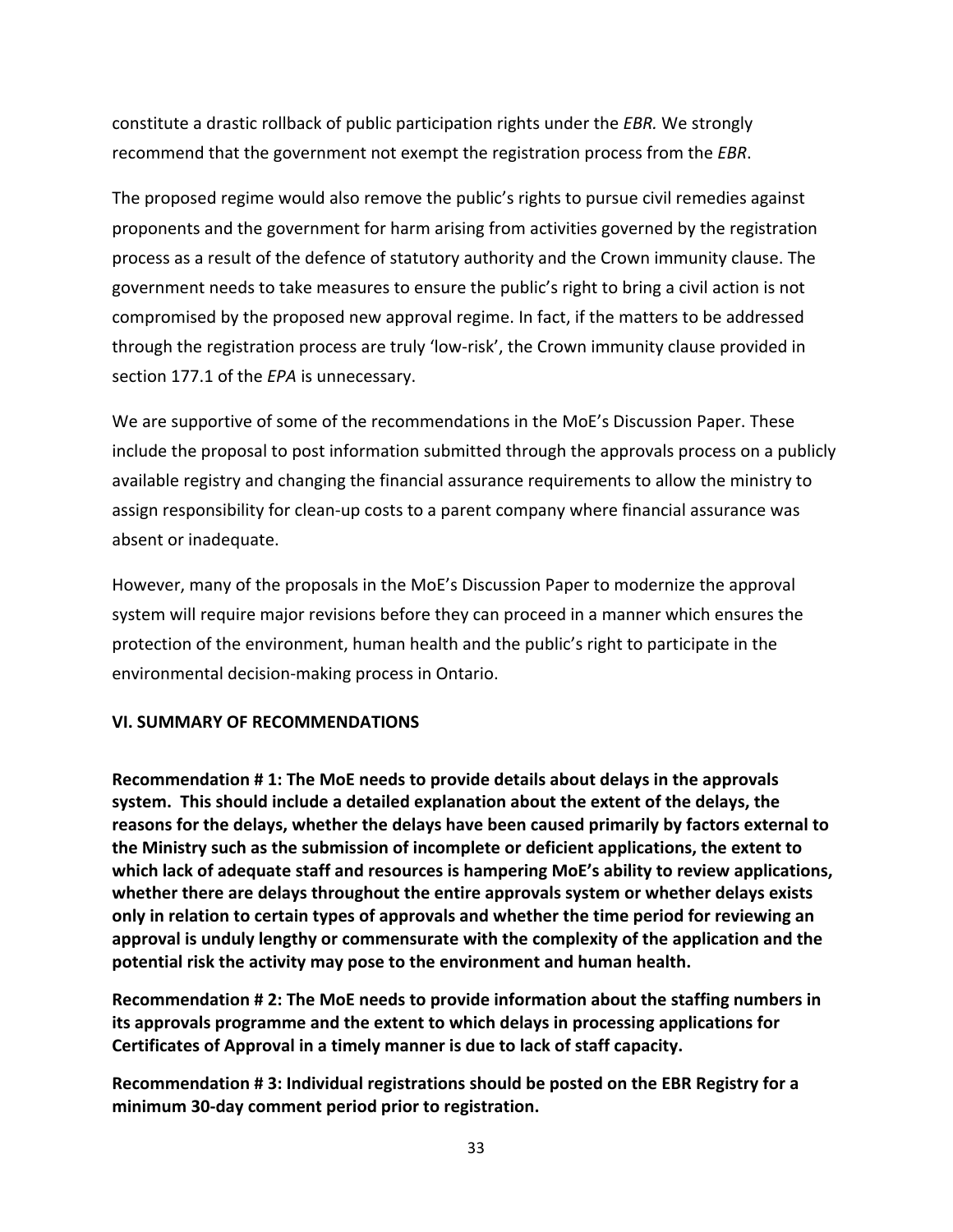constitute a drastic rollback of public participation rights under the *EBR.* We strongly recommend that the government not exempt the registration process from the *EBR*.

The proposed regime would also remove the public's rights to pursue civil remedies against proponents and the government for harm arising from activities governed by the registration process as a result of the defence of statutory authority and the Crown immunity clause. The government needs to take measures to ensure the public's right to bring a civil action is not compromised by the proposed new approval regime. In fact, if the matters to be addressed through the registration process are truly 'low-risk', the Crown immunity clause provided in section 177.1 of the *EPA* is unnecessary.

We are supportive of some of the recommendations in the MoE's Discussion Paper. These include the proposal to post information submitted through the approvals process on a publicly available registry and changing the financial assurance requirements to allow the ministry to assign responsibility for clean-up costs to a parent company where financial assurance was absent or inadequate.

However, many of the proposals in the MoE's Discussion Paper to modernize the approval system will require major revisions before they can proceed in a manner which ensures the protection of the environment, human health and the public's right to participate in the environmental decision-making process in Ontario.

### VI. SUMMARY OF RECOMMENDATIONS

**Recommendation # 1: The MoE needs to provide details about delays in the approvals system. This should include a detailed explanation about the extent of the delays, the reasons for the delays, whether the delays have been caused primarily by factors external to the Ministry such as the submission of incomplete or deficient applications, the extent to which lack of adequate staff and resources is hampering MoE's ability to review applications, whether there are delays throughout the entire approvals system or whether delays exists only in relation to certain types of approvals and whether the time period for reviewing an approval is unduly lengthy or commensurate with the complexity of the application and the potential risk the activity may pose to the environment and human health.**

**Recommendation # 2: The MoE needs to provide information about the staffing numbers in its approvals programme and the extent to which delays in processing applications for Certificates of Approval in a timely manner is due to lack of staff capacity.**

**Recommendation # 3: Individual registrations should be posted on the EBR Registry for a minimum 30-day comment period prior to registration.**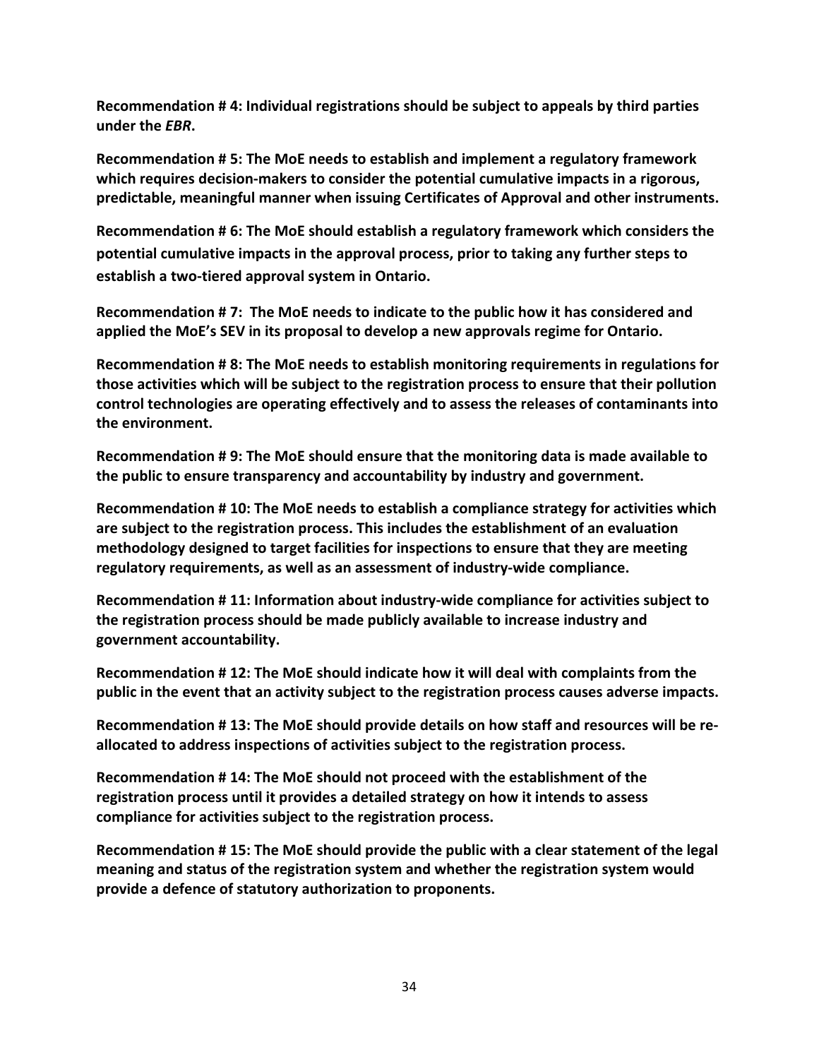**Recommendation # 4: Individual registrations should be subject to appeals by third parties under the *EBR*.**

**Recommendation # 5: The MoE needs to establish and implement a regulatory framework which requires decision-makers to consider the potential cumulative impacts in a rigorous, predictable, meaningful manner when issuing Certificates of Approval and other instruments.**

**Recommendation # 6: The MoE should establish a regulatory framework which considers the potential cumulative impacts in the approval process, prior to taking any further steps to establish a two-tiered approval system in Ontario.**

**Recommendation # 7: The MoE needs to indicate to the public how it has considered and applied the MoE's SEV in its proposal to develop a new approvals regime for Ontario.**

**Recommendation # 8: The MoE needs to establish monitoring requirements in regulations for those activities which will be subject to the registration process to ensure that their pollution control technologies are operating effectively and to assess the releases of contaminants into the environment.**

**Recommendation # 9: The MoE should ensure that the monitoring data is made available to the public to ensure transparency and accountability by industry and government.**

**Recommendation # 10: The MoE needs to establish a compliance strategy for activities which are subject to the registration process. This includes the establishment of an evaluation methodology designed to target facilities for inspections to ensure that they are meeting regulatory requirements, as well as an assessment of industry-wide compliance.**

**Recommendation # 11: Information about industry-wide compliance for activities subject to the registration process should be made publicly available to increase industry and government accountability.**

**Recommendation # 12: The MoE should indicate how it will deal with complaints from the public in the event that an activity subject to the registration process causes adverse impacts.**

**Recommendation # 13: The MoE should provide details on how staff and resources will be re-allocated to address inspections of activities subject to the registration process.**

**Recommendation # 14: The MoE should not proceed with the establishment of the registration process until it provides a detailed strategy on how it intends to assess compliance for activities subject to the registration process.**

**Recommendation # 15: The MoE should provide the public with a clear statement of the legal meaning and status of the registration system and whether the registration system would provide a defence of statutory authorization to proponents.**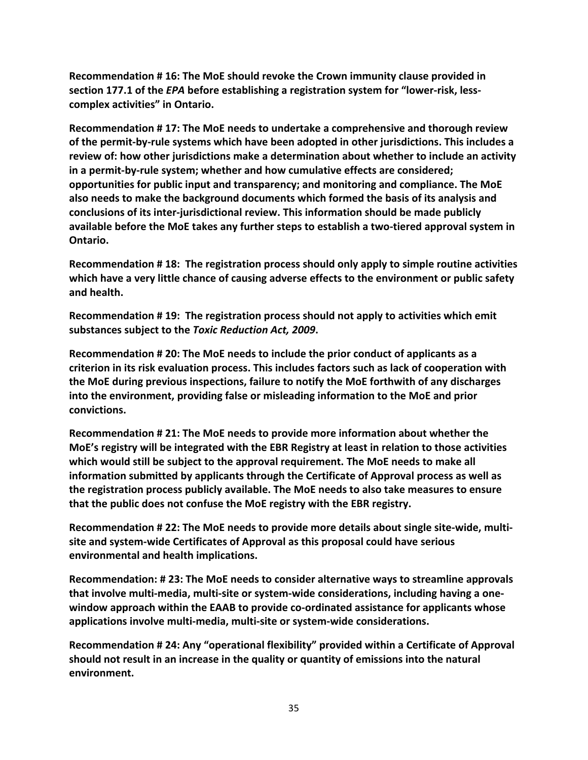**Recommendation # 16: The MoE should revoke the Crown immunity clause provided in section 177.1 of the *EPA* before establishing a registration system for "lower-risk, less-complex activities" in Ontario.**

**Recommendation # 17: The MoE needs to undertake a comprehensive and thorough review of the permit-by-rule systems which have been adopted in other jurisdictions. This includes a review of: how other jurisdictions make a determination about whether to include an activity in a permit-by-rule system; whether and how cumulative effects are considered; opportunities for public input and transparency; and monitoring and compliance. The MoE also needs to make the background documents which formed the basis of its analysis and conclusions of its inter-jurisdictional review. This information should be made publicly available before the MoE takes any further steps to establish a two-tiered approval system in Ontario.**

**Recommendation # 18: The registration process should only apply to simple routine activities which have a very little chance of causing adverse effects to the environment or public safety and health.**

**Recommendation # 19: The registration process should not apply to activities which emit substances subject to the *Toxic Reduction Act, 2009*.**

**Recommendation # 20: The MoE needs to include the prior conduct of applicants as a criterion in its risk evaluation process. This includes factors such as lack of cooperation with the MoE during previous inspections, failure to notify the MoE forthwith of any discharges into the environment, providing false or misleading information to the MoE and prior convictions.**

**Recommendation # 21: The MoE needs to provide more information about whether the MoE's registry will be integrated with the EBR Registry at least in relation to those activities which would still be subject to the approval requirement. The MoE needs to make all information submitted by applicants through the Certificate of Approval process as well as the registration process publicly available. The MoE needs to also take measures to ensure that the public does not confuse the MoE registry with the EBR registry.**

**Recommendation # 22: The MoE needs to provide more details about single site-wide, multi-site and system-wide Certificates of Approval as this proposal could have serious environmental and health implications.**

**Recommendation: # 23: The MoE needs to consider alternative ways to streamline approvals that involve multi-media, multi-site or system-wide considerations, including having a one-window approach within the EAAB to provide co-ordinated assistance for applicants whose applications involve multi-media, multi-site or system-wide considerations.**

**Recommendation # 24: Any "operational flexibility" provided within a Certificate of Approval should not result in an increase in the quality or quantity of emissions into the natural environment.**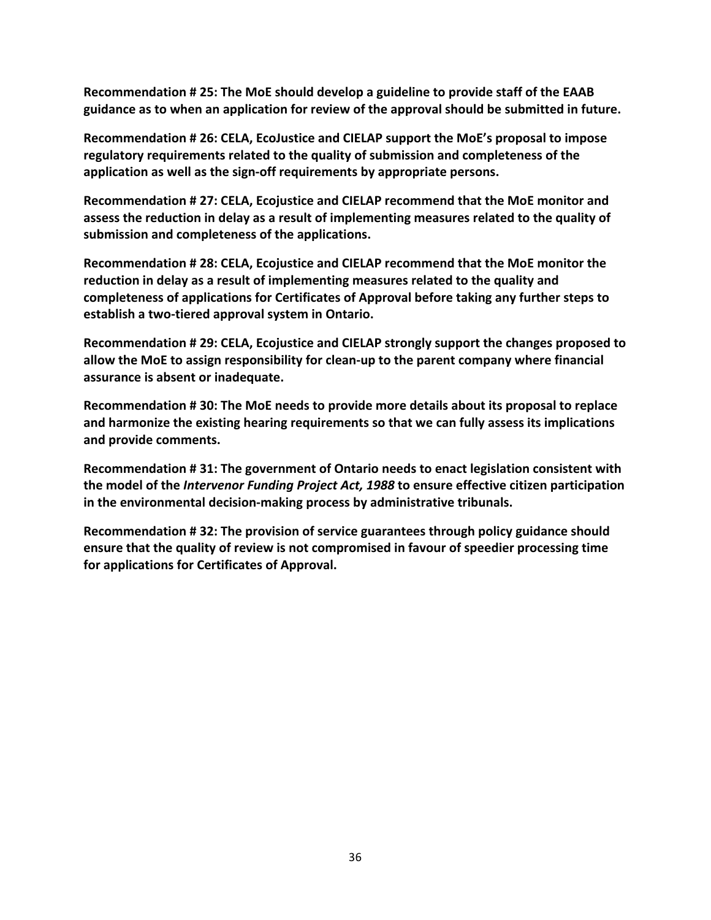**Recommendation # 25: The MoE should develop a guideline to provide staff of the EAAB guidance as to when an application for review of the approval should be submitted in future.**

**Recommendation # 26: CELA, EcoJustice and CIELAP support the MoE's proposal to impose regulatory requirements related to the quality of submission and completeness of the application as well as the sign-off requirements by appropriate persons.**

**Recommendation # 27: CELA, Ecojustice and CIELAP recommend that the MoE monitor and assess the reduction in delay as a result of implementing measures related to the quality of submission and completeness of the applications.**

**Recommendation # 28: CELA, Ecojustice and CIELAP recommend that the MoE monitor the reduction in delay as a result of implementing measures related to the quality and completeness of applications for Certificates of Approval before taking any further steps to establish a two-tiered approval system in Ontario.**

**Recommendation # 29: CELA, Ecojustice and CIELAP strongly support the changes proposed to allow the MoE to assign responsibility for clean-up to the parent company where financial assurance is absent or inadequate.**

**Recommendation # 30: The MoE needs to provide more details about its proposal to replace and harmonize the existing hearing requirements so that we can fully assess its implications and provide comments.**

**Recommendation # 31: The government of Ontario needs to enact legislation consistent with the model of the *Intervenor Funding Project Act, 1988* to ensure effective citizen participation in the environmental decision-making process by administrative tribunals.**

**Recommendation # 32: The provision of service guarantees through policy guidance should ensure that the quality of review is not compromised in favour of speedier processing time for applications for Certificates of Approval.**